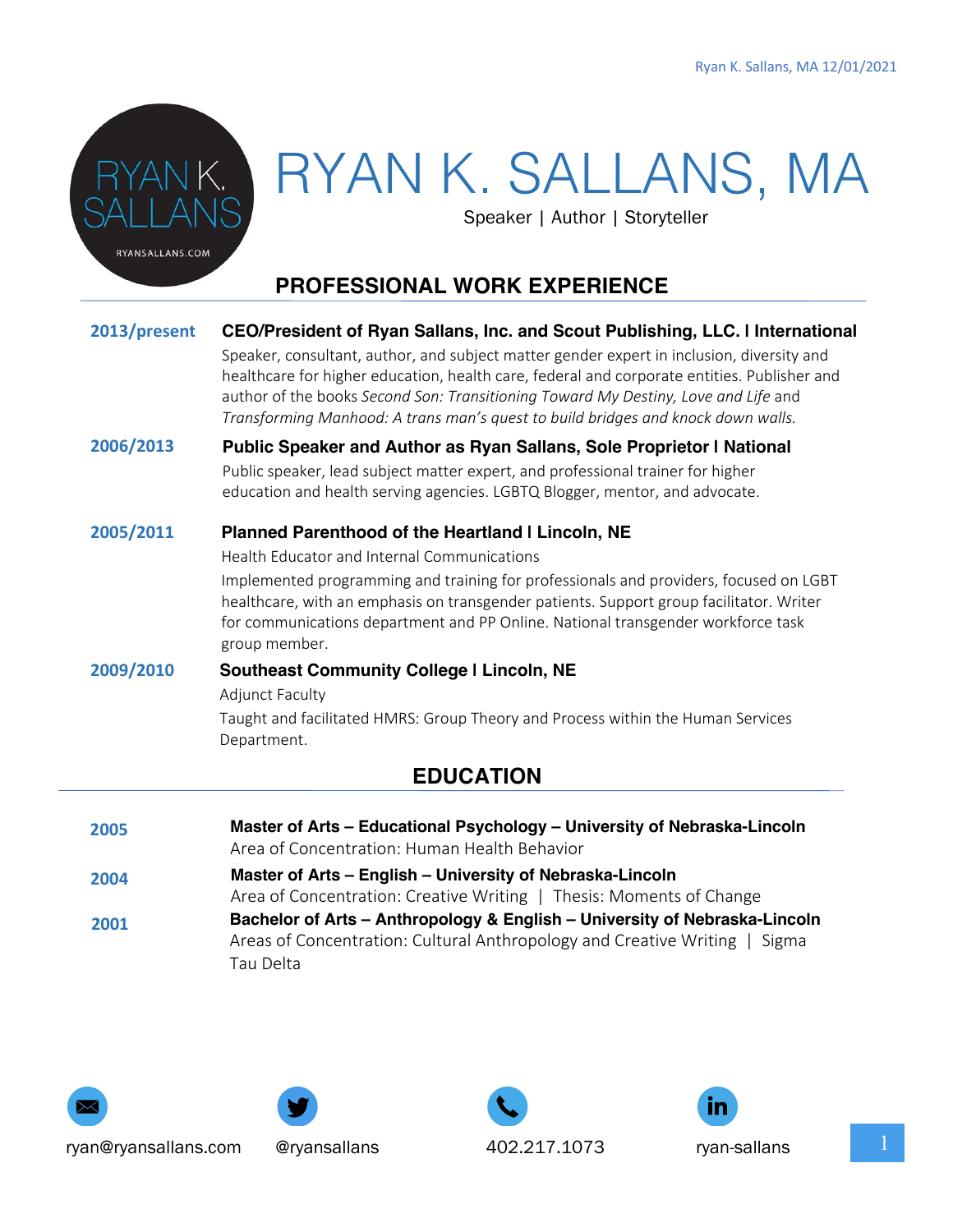# RYAN K. SALLANS, MA

Speaker | Author | Storyteller

## PROFESSIONAL WORK EXPERIENCE

**2013/present** — **CEO/President of Ryan Sallans, Inc. and Scout Publishing, LLC. | International**

Speaker, consultant, author, and subject matter gender expert in inclusion, diversity and healthcare for higher education, health care, federal and corporate entities. Publisher and author of the books *Second Son: Transitioning Toward My Destiny, Love and Life* and *Transforming Manhood: A trans man's quest to build bridges and knock down walls.*

**2006/2013** — **Public Speaker and Author as Ryan Sallans, Sole Proprietor | National**

Public speaker, lead subject matter expert, and professional trainer for higher education and health serving agencies. LGBTQ Blogger, mentor, and advocate.

**2005/2011** — **Planned Parenthood of the Heartland | Lincoln, NE**

Health Educator and Internal Communications

Implemented programming and training for professionals and providers, focused on LGBT healthcare, with an emphasis on transgender patients. Support group facilitator. Writer for communications department and PP Online. National transgender workforce task group member.

**2009/2010** — **Southeast Community College | Lincoln, NE**

Adjunct Faculty

Taught and facilitated HMRS: Group Theory and Process within the Human Services Department.

## EDUCATION

**2005** — **Master of Arts – Educational Psychology – University of Nebraska-Lincoln**
Area of Concentration: Human Health Behavior

**2004** — **Master of Arts – English – University of Nebraska-Lincoln**
Area of Concentration: Creative Writing | Thesis: Moments of Change

**2001** — **Bachelor of Arts – Anthropology & English – University of Nebraska-Lincoln**
Areas of Concentration: Cultural Anthropology and Creative Writing | Sigma Tau Delta

ryan@ryansallans.com | @ryansallans | 402.217.1073 | ryan-sallans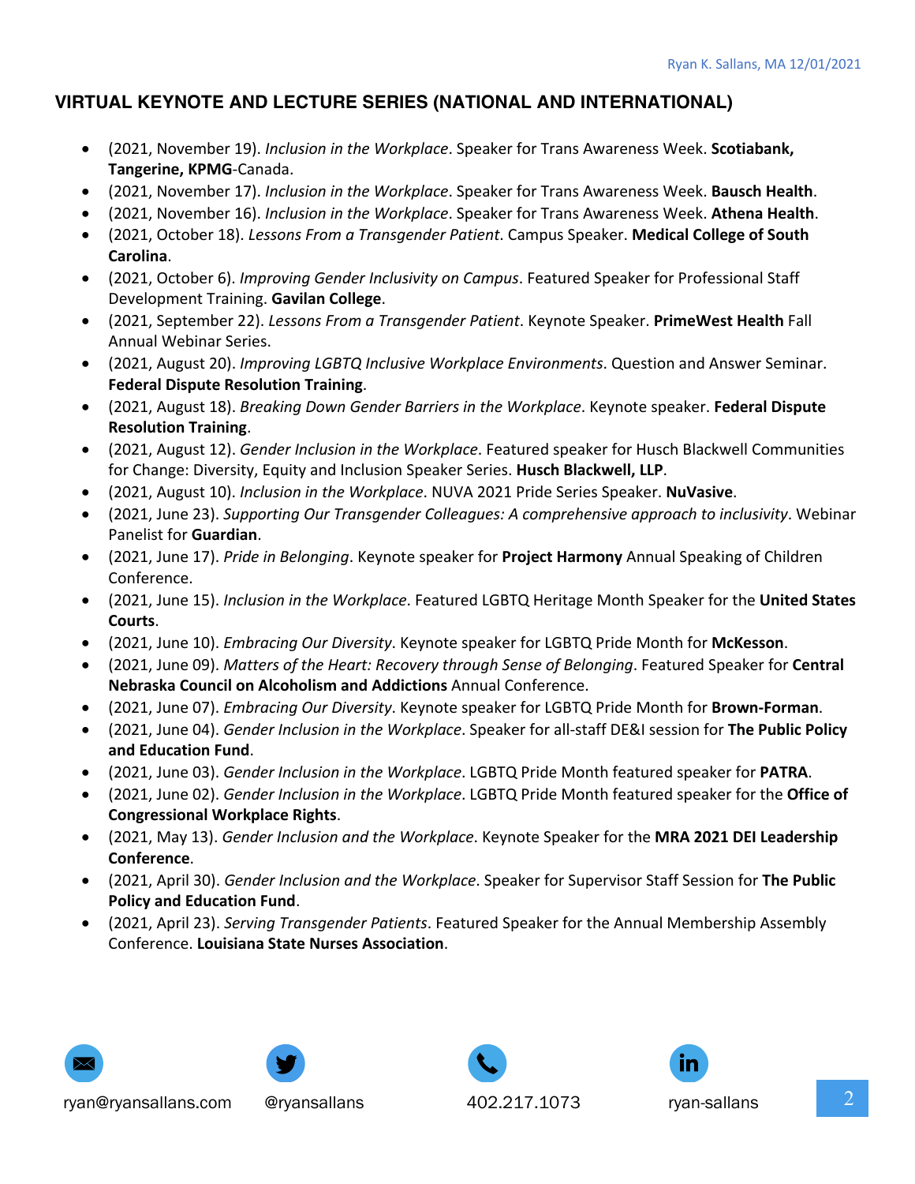## VIRTUAL KEYNOTE AND LECTURE SERIES (NATIONAL AND INTERNATIONAL)

- (2021, November 19). *Inclusion in the Workplace*. Speaker for Trans Awareness Week. **Scotiabank, Tangerine, KPMG**-Canada.
- (2021, November 17). *Inclusion in the Workplace*. Speaker for Trans Awareness Week. **Bausch Health**.
- (2021, November 16). *Inclusion in the Workplace*. Speaker for Trans Awareness Week. **Athena Health**.
- (2021, October 18). *Lessons From a Transgender Patient*. Campus Speaker. **Medical College of South Carolina**.
- (2021, October 6). *Improving Gender Inclusivity on Campus*. Featured Speaker for Professional Staff Development Training. **Gavilan College**.
- (2021, September 22). *Lessons From a Transgender Patient*. Keynote Speaker. **PrimeWest Health** Fall Annual Webinar Series.
- (2021, August 20). *Improving LGBTQ Inclusive Workplace Environments*. Question and Answer Seminar. **Federal Dispute Resolution Training**.
- (2021, August 18). *Breaking Down Gender Barriers in the Workplace*. Keynote speaker. **Federal Dispute Resolution Training**.
- (2021, August 12). *Gender Inclusion in the Workplace*. Featured speaker for Husch Blackwell Communities for Change: Diversity, Equity and Inclusion Speaker Series. **Husch Blackwell, LLP**.
- (2021, August 10). *Inclusion in the Workplace*. NUVA 2021 Pride Series Speaker. **NuVasive**.
- (2021, June 23). *Supporting Our Transgender Colleagues: A comprehensive approach to inclusivity*. Webinar Panelist for **Guardian**.
- (2021, June 17). *Pride in Belonging*. Keynote speaker for **Project Harmony** Annual Speaking of Children Conference.
- (2021, June 15). *Inclusion in the Workplace*. Featured LGBTQ Heritage Month Speaker for the **United States Courts**.
- (2021, June 10). *Embracing Our Diversity*. Keynote speaker for LGBTQ Pride Month for **McKesson**.
- (2021, June 09). *Matters of the Heart: Recovery through Sense of Belonging*. Featured Speaker for **Central Nebraska Council on Alcoholism and Addictions** Annual Conference.
- (2021, June 07). *Embracing Our Diversity*. Keynote speaker for LGBTQ Pride Month for **Brown-Forman**.
- (2021, June 04). *Gender Inclusion in the Workplace*. Speaker for all-staff DE&I session for **The Public Policy and Education Fund**.
- (2021, June 03). *Gender Inclusion in the Workplace*. LGBTQ Pride Month featured speaker for **PATRA**.
- (2021, June 02). *Gender Inclusion in the Workplace*. LGBTQ Pride Month featured speaker for the **Office of Congressional Workplace Rights**.
- (2021, May 13). *Gender Inclusion and the Workplace*. Keynote Speaker for the **MRA 2021 DEI Leadership Conference**.
- (2021, April 30). *Gender Inclusion and the Workplace*. Speaker for Supervisor Staff Session for **The Public Policy and Education Fund**.
- (2021, April 23). *Serving Transgender Patients*. Featured Speaker for the Annual Membership Assembly Conference. **Louisiana State Nurses Association**.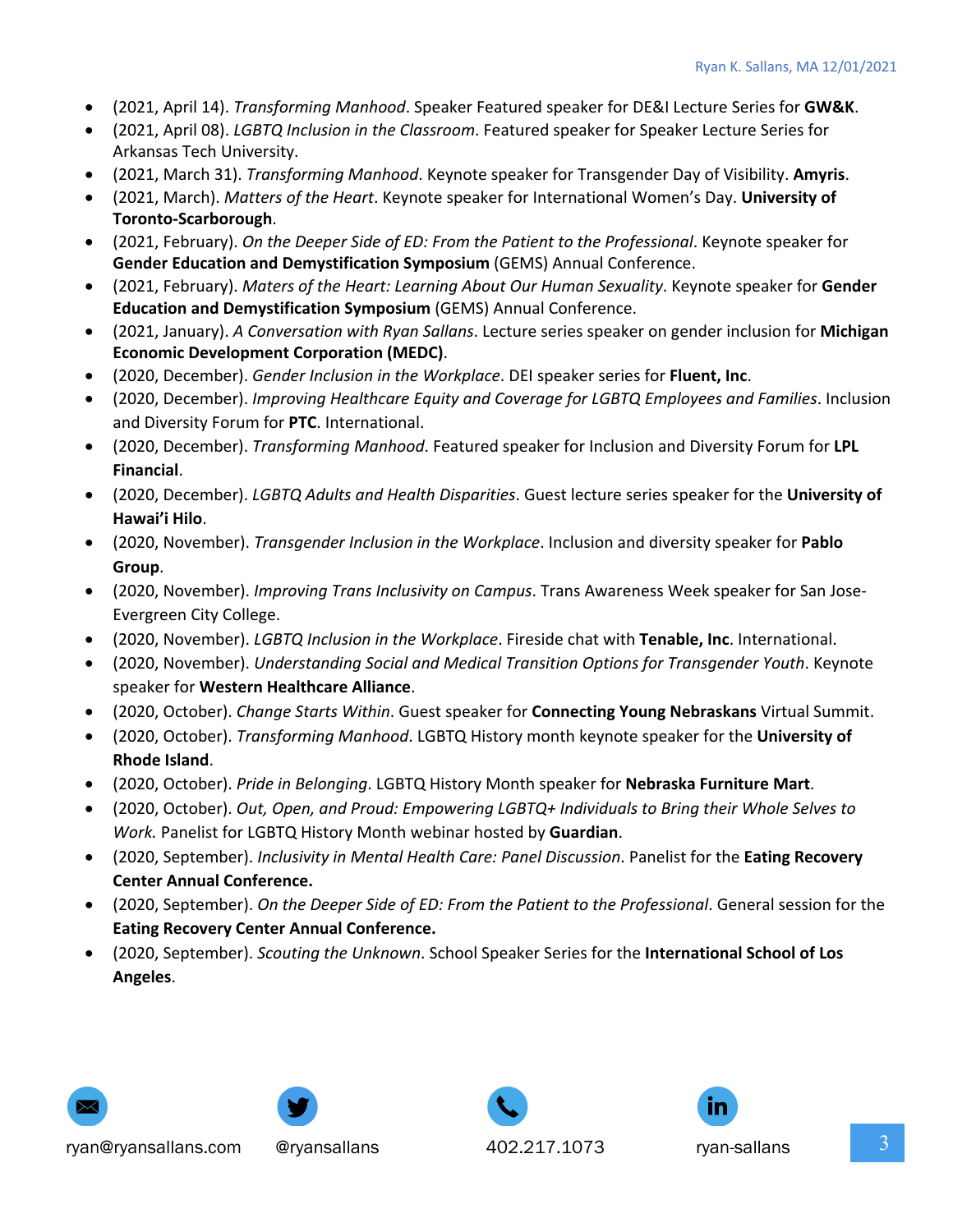- (2021, April 14). *Transforming Manhood*. Speaker Featured speaker for DE&I Lecture Series for **GW&K**.
- (2021, April 08). *LGBTQ Inclusion in the Classroom*. Featured speaker for Speaker Lecture Series for Arkansas Tech University.
- (2021, March 31). *Transforming Manhood*. Keynote speaker for Transgender Day of Visibility. **Amyris**.
- (2021, March). *Matters of the Heart*. Keynote speaker for International Women's Day. **University of Toronto-Scarborough**.
- (2021, February). *On the Deeper Side of ED: From the Patient to the Professional*. Keynote speaker for **Gender Education and Demystification Symposium** (GEMS) Annual Conference.
- (2021, February). *Maters of the Heart: Learning About Our Human Sexuality*. Keynote speaker for **Gender Education and Demystification Symposium** (GEMS) Annual Conference.
- (2021, January). *A Conversation with Ryan Sallans*. Lecture series speaker on gender inclusion for **Michigan Economic Development Corporation (MEDC)**.
- (2020, December). *Gender Inclusion in the Workplace*. DEI speaker series for **Fluent, Inc**.
- (2020, December). *Improving Healthcare Equity and Coverage for LGBTQ Employees and Families*. Inclusion and Diversity Forum for **PTC**. International.
- (2020, December). *Transforming Manhood*. Featured speaker for Inclusion and Diversity Forum for **LPL Financial**.
- (2020, December). *LGBTQ Adults and Health Disparities*. Guest lecture series speaker for the **University of Hawai'i Hilo**.
- (2020, November). *Transgender Inclusion in the Workplace*. Inclusion and diversity speaker for **Pablo Group**.
- (2020, November). *Improving Trans Inclusivity on Campus*. Trans Awareness Week speaker for San Jose-Evergreen City College.
- (2020, November). *LGBTQ Inclusion in the Workplace*. Fireside chat with **Tenable, Inc**. International.
- (2020, November). *Understanding Social and Medical Transition Options for Transgender Youth*. Keynote speaker for **Western Healthcare Alliance**.
- (2020, October). *Change Starts Within*. Guest speaker for **Connecting Young Nebraskans** Virtual Summit.
- (2020, October). *Transforming Manhood*. LGBTQ History month keynote speaker for the **University of Rhode Island**.
- (2020, October). *Pride in Belonging*. LGBTQ History Month speaker for **Nebraska Furniture Mart**.
- (2020, October). *Out, Open, and Proud: Empowering LGBTQ+ Individuals to Bring their Whole Selves to Work.* Panelist for LGBTQ History Month webinar hosted by **Guardian**.
- (2020, September). *Inclusivity in Mental Health Care: Panel Discussion*. Panelist for the **Eating Recovery Center Annual Conference.**
- (2020, September). *On the Deeper Side of ED: From the Patient to the Professional*. General session for the **Eating Recovery Center Annual Conference.**
- (2020, September). *Scouting the Unknown*. School Speaker Series for the **International School of Los Angeles**.

ryan@ryansallans.com | @ryansallans | 402.217.1073 | ryan-sallans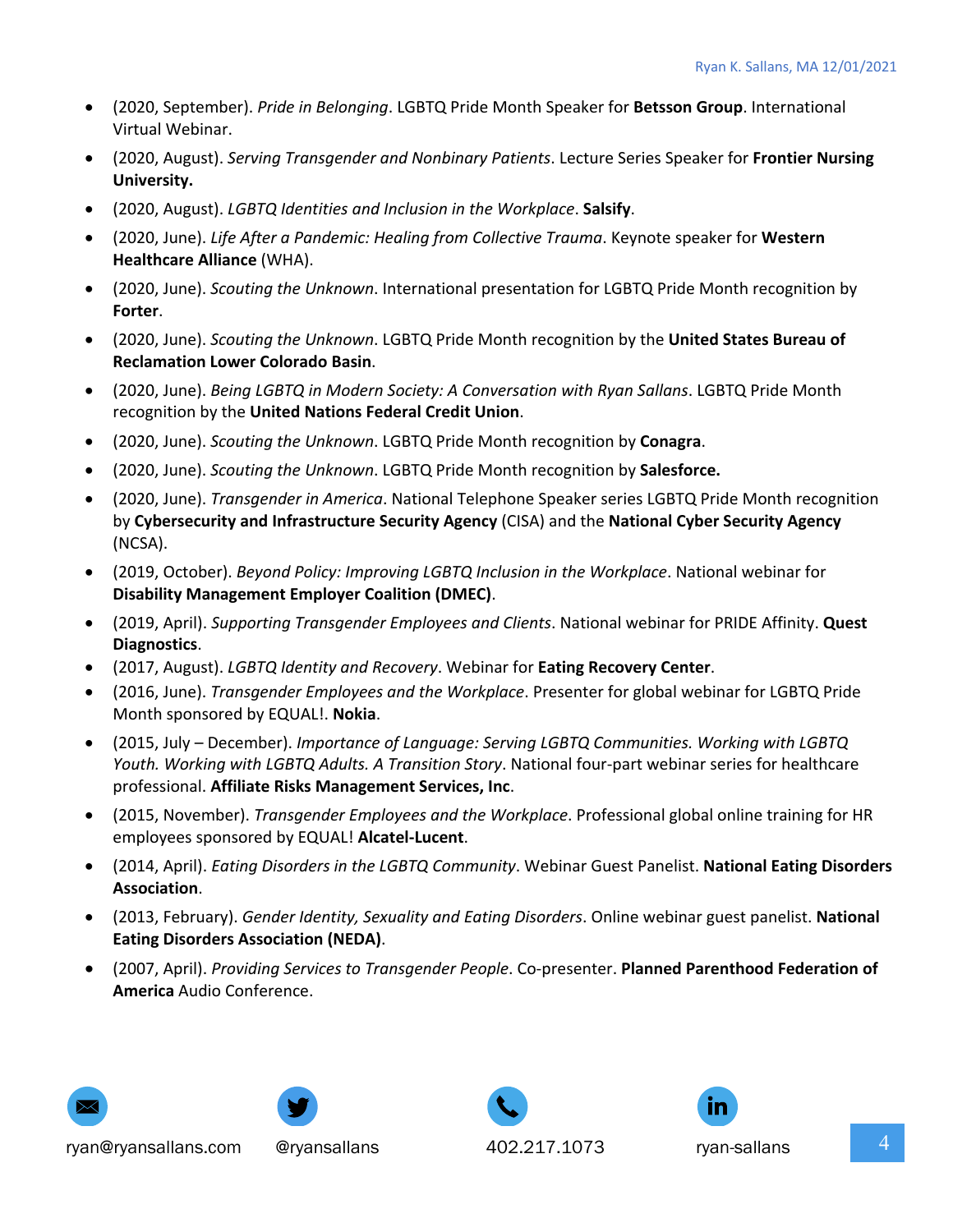- (2020, September). *Pride in Belonging*. LGBTQ Pride Month Speaker for **Betsson Group**. International Virtual Webinar.
- (2020, August). *Serving Transgender and Nonbinary Patients*. Lecture Series Speaker for **Frontier Nursing University.**
- (2020, August). *LGBTQ Identities and Inclusion in the Workplace*. **Salsify**.
- (2020, June). *Life After a Pandemic: Healing from Collective Trauma*. Keynote speaker for **Western Healthcare Alliance** (WHA).
- (2020, June). *Scouting the Unknown*. International presentation for LGBTQ Pride Month recognition by **Forter**.
- (2020, June). *Scouting the Unknown*. LGBTQ Pride Month recognition by the **United States Bureau of Reclamation Lower Colorado Basin**.
- (2020, June). *Being LGBTQ in Modern Society: A Conversation with Ryan Sallans*. LGBTQ Pride Month recognition by the **United Nations Federal Credit Union**.
- (2020, June). *Scouting the Unknown*. LGBTQ Pride Month recognition by **Conagra**.
- (2020, June). *Scouting the Unknown*. LGBTQ Pride Month recognition by **Salesforce.**
- (2020, June). *Transgender in America*. National Telephone Speaker series LGBTQ Pride Month recognition by **Cybersecurity and Infrastructure Security Agency** (CISA) and the **National Cyber Security Agency** (NCSA).
- (2019, October). *Beyond Policy: Improving LGBTQ Inclusion in the Workplace*. National webinar for **Disability Management Employer Coalition (DMEC)**.
- (2019, April). *Supporting Transgender Employees and Clients*. National webinar for PRIDE Affinity. **Quest Diagnostics**.
- (2017, August). *LGBTQ Identity and Recovery*. Webinar for **Eating Recovery Center**.
- (2016, June). *Transgender Employees and the Workplace*. Presenter for global webinar for LGBTQ Pride Month sponsored by EQUAL!. **Nokia**.
- (2015, July – December). *Importance of Language: Serving LGBTQ Communities. Working with LGBTQ Youth. Working with LGBTQ Adults. A Transition Story*. National four-part webinar series for healthcare professional. **Affiliate Risks Management Services, Inc**.
- (2015, November). *Transgender Employees and the Workplace*. Professional global online training for HR employees sponsored by EQUAL! **Alcatel-Lucent**.
- (2014, April). *Eating Disorders in the LGBTQ Community*. Webinar Guest Panelist. **National Eating Disorders Association**.
- (2013, February). *Gender Identity, Sexuality and Eating Disorders*. Online webinar guest panelist. **National Eating Disorders Association (NEDA)**.
- (2007, April). *Providing Services to Transgender People*. Co-presenter. **Planned Parenthood Federation of America** Audio Conference.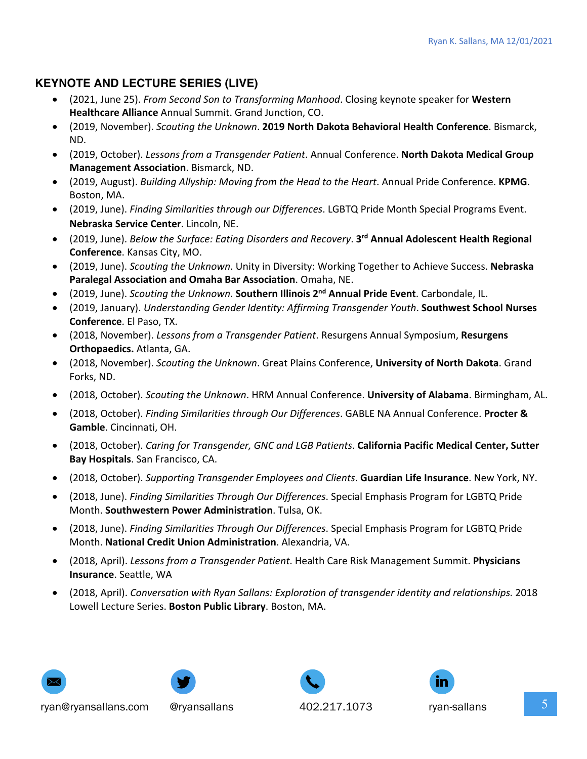## KEYNOTE AND LECTURE SERIES (LIVE)

- (2021, June 25). *From Second Son to Transforming Manhood*. Closing keynote speaker for **Western Healthcare Alliance** Annual Summit. Grand Junction, CO.
- (2019, November). *Scouting the Unknown*. **2019 North Dakota Behavioral Health Conference**. Bismarck, ND.
- (2019, October). *Lessons from a Transgender Patient*. Annual Conference. **North Dakota Medical Group Management Association**. Bismarck, ND.
- (2019, August). *Building Allyship: Moving from the Head to the Heart*. Annual Pride Conference. **KPMG**. Boston, MA.
- (2019, June). *Finding Similarities through our Differences*. LGBTQ Pride Month Special Programs Event. **Nebraska Service Center**. Lincoln, NE.
- (2019, June). *Below the Surface: Eating Disorders and Recovery*. **3rd Annual Adolescent Health Regional Conference**. Kansas City, MO.
- (2019, June). *Scouting the Unknown*. Unity in Diversity: Working Together to Achieve Success. **Nebraska Paralegal Association and Omaha Bar Association**. Omaha, NE.
- (2019, June). *Scouting the Unknown*. **Southern Illinois 2nd Annual Pride Event**. Carbondale, IL.
- (2019, January). *Understanding Gender Identity: Affirming Transgender Youth*. **Southwest School Nurses Conference**. El Paso, TX.
- (2018, November). *Lessons from a Transgender Patient*. Resurgens Annual Symposium, **Resurgens Orthopaedics.** Atlanta, GA.
- (2018, November). *Scouting the Unknown*. Great Plains Conference, **University of North Dakota**. Grand Forks, ND.
- (2018, October). *Scouting the Unknown*. HRM Annual Conference. **University of Alabama**. Birmingham, AL.
- (2018, October). *Finding Similarities through Our Differences*. GABLE NA Annual Conference. **Procter & Gamble**. Cincinnati, OH.
- (2018, October). *Caring for Transgender, GNC and LGB Patients*. **California Pacific Medical Center, Sutter Bay Hospitals**. San Francisco, CA.
- (2018, October). *Supporting Transgender Employees and Clients*. **Guardian Life Insurance**. New York, NY.
- (2018, June). *Finding Similarities Through Our Differences*. Special Emphasis Program for LGBTQ Pride Month. **Southwestern Power Administration**. Tulsa, OK.
- (2018, June). *Finding Similarities Through Our Differences*. Special Emphasis Program for LGBTQ Pride Month. **National Credit Union Administration**. Alexandria, VA.
- (2018, April). *Lessons from a Transgender Patient*. Health Care Risk Management Summit. **Physicians Insurance**. Seattle, WA
- (2018, April). *Conversation with Ryan Sallans: Exploration of transgender identity and relationships.* 2018 Lowell Lecture Series. **Boston Public Library**. Boston, MA.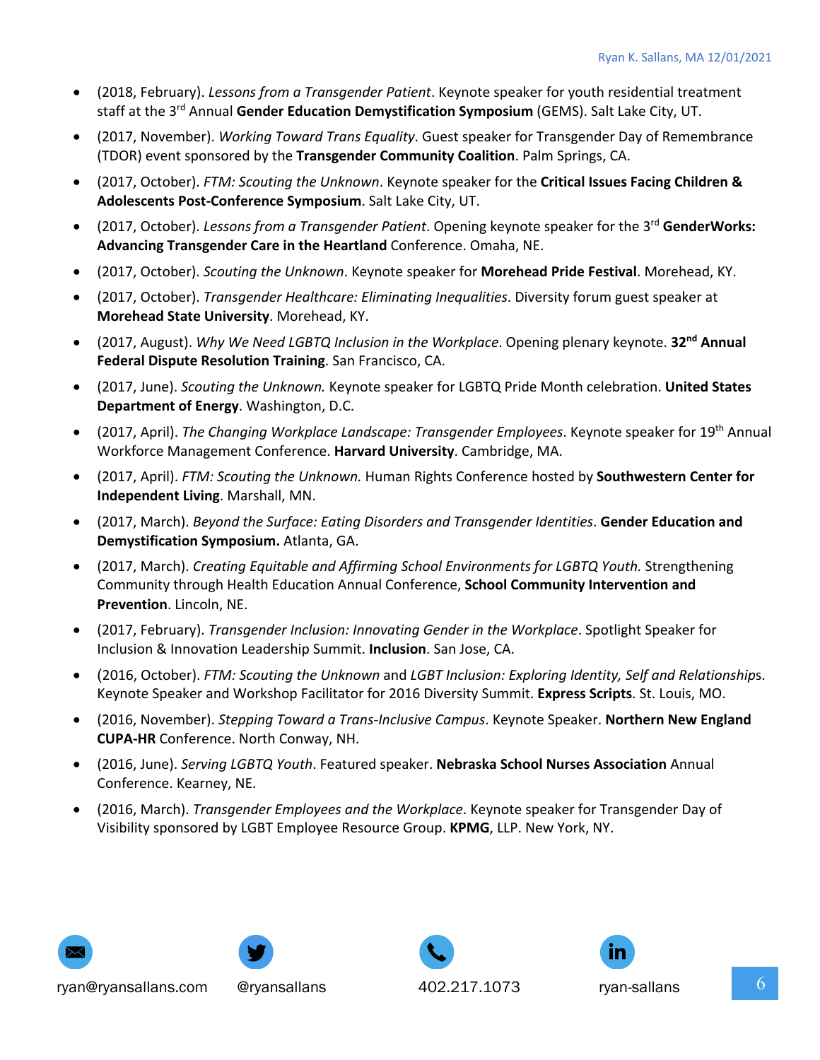- (2018, February). *Lessons from a Transgender Patient*. Keynote speaker for youth residential treatment staff at the 3rd Annual **Gender Education Demystification Symposium** (GEMS). Salt Lake City, UT.
- (2017, November). *Working Toward Trans Equality*. Guest speaker for Transgender Day of Remembrance (TDOR) event sponsored by the **Transgender Community Coalition**. Palm Springs, CA.
- (2017, October). *FTM: Scouting the Unknown*. Keynote speaker for the **Critical Issues Facing Children & Adolescents Post-Conference Symposium**. Salt Lake City, UT.
- (2017, October). *Lessons from a Transgender Patient*. Opening keynote speaker for the 3rd **GenderWorks: Advancing Transgender Care in the Heartland** Conference. Omaha, NE.
- (2017, October). *Scouting the Unknown*. Keynote speaker for **Morehead Pride Festival**. Morehead, KY.
- (2017, October). *Transgender Healthcare: Eliminating Inequalities*. Diversity forum guest speaker at **Morehead State University**. Morehead, KY.
- (2017, August). *Why We Need LGBTQ Inclusion in the Workplace*. Opening plenary keynote. **32nd Annual Federal Dispute Resolution Training**. San Francisco, CA.
- (2017, June). *Scouting the Unknown.* Keynote speaker for LGBTQ Pride Month celebration. **United States Department of Energy**. Washington, D.C.
- (2017, April). *The Changing Workplace Landscape: Transgender Employees*. Keynote speaker for 19th Annual Workforce Management Conference. **Harvard University**. Cambridge, MA.
- (2017, April). *FTM: Scouting the Unknown.* Human Rights Conference hosted by **Southwestern Center for Independent Living**. Marshall, MN.
- (2017, March). *Beyond the Surface: Eating Disorders and Transgender Identities*. **Gender Education and Demystification Symposium.** Atlanta, GA.
- (2017, March). *Creating Equitable and Affirming School Environments for LGBTQ Youth.* Strengthening Community through Health Education Annual Conference, **School Community Intervention and Prevention**. Lincoln, NE.
- (2017, February). *Transgender Inclusion: Innovating Gender in the Workplace*. Spotlight Speaker for Inclusion & Innovation Leadership Summit. **Inclusion**. San Jose, CA.
- (2016, October). *FTM: Scouting the Unknown* and *LGBT Inclusion: Exploring Identity, Self and Relationship*s. Keynote Speaker and Workshop Facilitator for 2016 Diversity Summit. **Express Scripts**. St. Louis, MO.
- (2016, November). *Stepping Toward a Trans-Inclusive Campus*. Keynote Speaker. **Northern New England CUPA-HR** Conference. North Conway, NH.
- (2016, June). *Serving LGBTQ Youth*. Featured speaker. **Nebraska School Nurses Association** Annual Conference. Kearney, NE.
- (2016, March). *Transgender Employees and the Workplace*. Keynote speaker for Transgender Day of Visibility sponsored by LGBT Employee Resource Group. **KPMG**, LLP. New York, NY.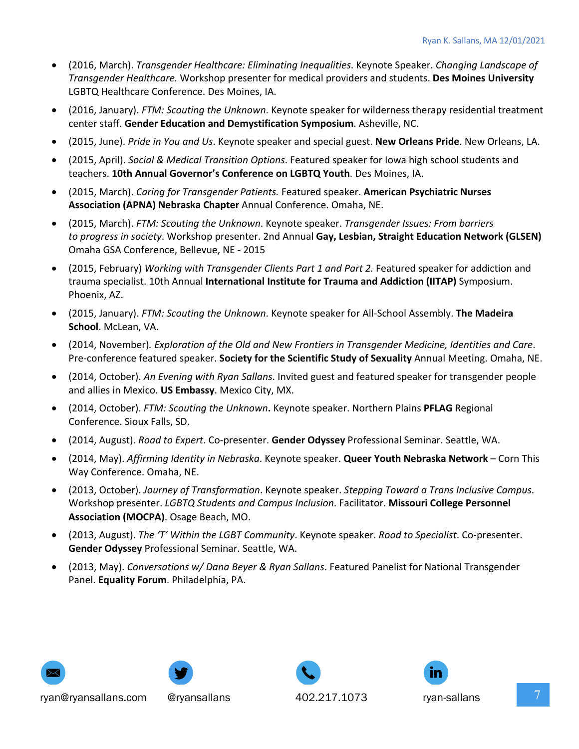- (2016, March). *Transgender Healthcare: Eliminating Inequalities*. Keynote Speaker. *Changing Landscape of Transgender Healthcare.* Workshop presenter for medical providers and students. **Des Moines University** LGBTQ Healthcare Conference. Des Moines, IA.
- (2016, January). *FTM: Scouting the Unknown*. Keynote speaker for wilderness therapy residential treatment center staff. **Gender Education and Demystification Symposium**. Asheville, NC.
- (2015, June). *Pride in You and Us*. Keynote speaker and special guest. **New Orleans Pride**. New Orleans, LA.
- (2015, April). *Social & Medical Transition Options*. Featured speaker for Iowa high school students and teachers. **10th Annual Governor's Conference on LGBTQ Youth**. Des Moines, IA.
- (2015, March). *Caring for Transgender Patients.* Featured speaker. **American Psychiatric Nurses Association (APNA) Nebraska Chapter** Annual Conference. Omaha, NE.
- (2015, March). *FTM: Scouting the Unknown*. Keynote speaker. *Transgender Issues: From barriers to progress in society*. Workshop presenter. 2nd Annual **Gay, Lesbian, Straight Education Network (GLSEN)** Omaha GSA Conference, Bellevue, NE - 2015
- (2015, February) *Working with Transgender Clients Part 1 and Part 2.* Featured speaker for addiction and trauma specialist. 10th Annual **International Institute for Trauma and Addiction (IITAP)** Symposium. Phoenix, AZ.
- (2015, January). *FTM: Scouting the Unknown*. Keynote speaker for All-School Assembly. **The Madeira School**. McLean, VA.
- (2014, November). *Exploration of the Old and New Frontiers in Transgender Medicine, Identities and Care*. Pre-conference featured speaker. **Society for the Scientific Study of Sexuality** Annual Meeting. Omaha, NE.
- (2014, October). *An Evening with Ryan Sallans*. Invited guest and featured speaker for transgender people and allies in Mexico. **US Embassy**. Mexico City, MX.
- (2014, October). *FTM: Scouting the Unknown***.** Keynote speaker. Northern Plains **PFLAG** Regional Conference. Sioux Falls, SD.
- (2014, August). *Road to Expert*. Co-presenter. **Gender Odyssey** Professional Seminar. Seattle, WA.
- (2014, May). *Affirming Identity in Nebraska*. Keynote speaker. **Queer Youth Nebraska Network** – Corn This Way Conference. Omaha, NE.
- (2013, October). *Journey of Transformation*. Keynote speaker. *Stepping Toward a Trans Inclusive Campus*. Workshop presenter. *LGBTQ Students and Campus Inclusion*. Facilitator. **Missouri College Personnel Association (MOCPA)**. Osage Beach, MO.
- (2013, August). *The 'T' Within the LGBT Community*. Keynote speaker. *Road to Specialist*. Co-presenter. **Gender Odyssey** Professional Seminar. Seattle, WA.
- (2013, May). *Conversations w/ Dana Beyer & Ryan Sallans*. Featured Panelist for National Transgender Panel. **Equality Forum**. Philadelphia, PA.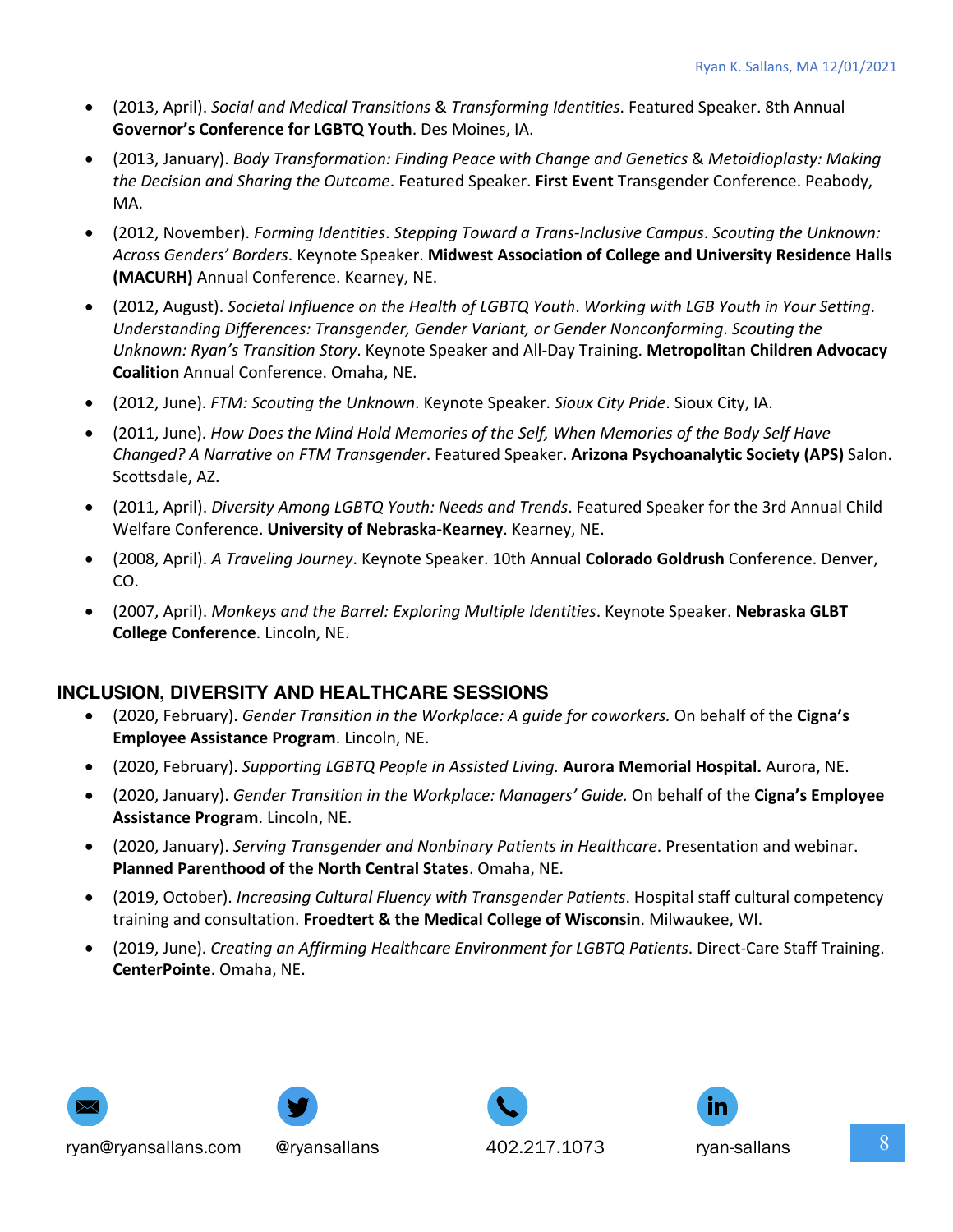- (2013, April). *Social and Medical Transitions* & *Transforming Identities*. Featured Speaker. 8th Annual **Governor's Conference for LGBTQ Youth**. Des Moines, IA.
- (2013, January). *Body Transformation: Finding Peace with Change and Genetics* & *Metoidioplasty: Making the Decision and Sharing the Outcome*. Featured Speaker. **First Event** Transgender Conference. Peabody, MA.
- (2012, November). *Forming Identities*. *Stepping Toward a Trans-Inclusive Campus*. *Scouting the Unknown: Across Genders' Borders*. Keynote Speaker. **Midwest Association of College and University Residence Halls (MACURH)** Annual Conference. Kearney, NE.
- (2012, August). *Societal Influence on the Health of LGBTQ Youth*. *Working with LGB Youth in Your Setting*. *Understanding Differences: Transgender, Gender Variant, or Gender Nonconforming*. *Scouting the Unknown: Ryan's Transition Story*. Keynote Speaker and All-Day Training. **Metropolitan Children Advocacy Coalition** Annual Conference. Omaha, NE.
- (2012, June). *FTM: Scouting the Unknown*. Keynote Speaker. *Sioux City Pride*. Sioux City, IA.
- (2011, June). *How Does the Mind Hold Memories of the Self, When Memories of the Body Self Have Changed? A Narrative on FTM Transgender*. Featured Speaker. **Arizona Psychoanalytic Society (APS)** Salon. Scottsdale, AZ.
- (2011, April). *Diversity Among LGBTQ Youth: Needs and Trends*. Featured Speaker for the 3rd Annual Child Welfare Conference. **University of Nebraska-Kearney**. Kearney, NE.
- (2008, April). *A Traveling Journey*. Keynote Speaker. 10th Annual **Colorado Goldrush** Conference. Denver, CO.
- (2007, April). *Monkeys and the Barrel: Exploring Multiple Identities*. Keynote Speaker. **Nebraska GLBT College Conference**. Lincoln, NE.

## INCLUSION, DIVERSITY AND HEALTHCARE SESSIONS

- (2020, February). *Gender Transition in the Workplace: A guide for coworkers.* On behalf of the **Cigna's Employee Assistance Program**. Lincoln, NE.
- (2020, February). *Supporting LGBTQ People in Assisted Living.* **Aurora Memorial Hospital.** Aurora, NE.
- (2020, January). *Gender Transition in the Workplace: Managers' Guide.* On behalf of the **Cigna's Employee Assistance Program**. Lincoln, NE.
- (2020, January). *Serving Transgender and Nonbinary Patients in Healthcare*. Presentation and webinar. **Planned Parenthood of the North Central States**. Omaha, NE.
- (2019, October). *Increasing Cultural Fluency with Transgender Patients*. Hospital staff cultural competency training and consultation. **Froedtert & the Medical College of Wisconsin**. Milwaukee, WI.
- (2019, June). *Creating an Affirming Healthcare Environment for LGBTQ Patients*. Direct-Care Staff Training. **CenterPointe**. Omaha, NE.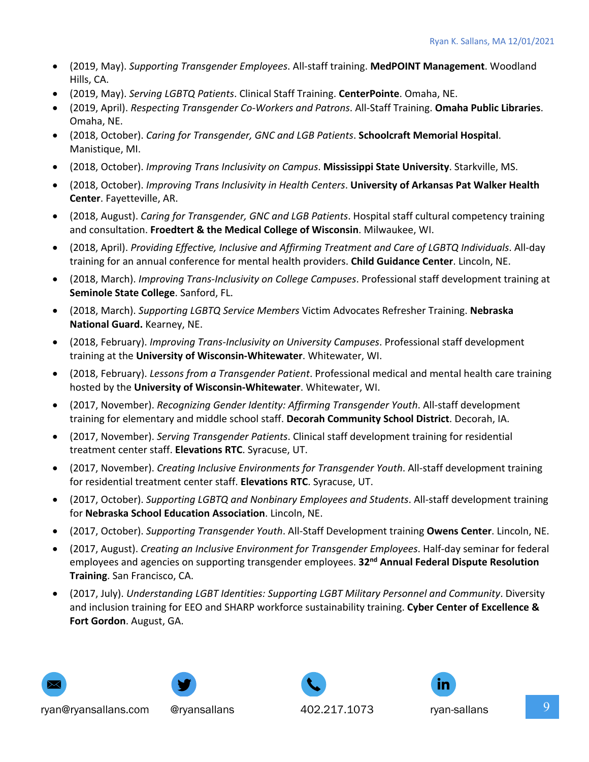- (2019, May). *Supporting Transgender Employees*. All-staff training. **MedPOINT Management**. Woodland Hills, CA.
- (2019, May). *Serving LGBTQ Patients*. Clinical Staff Training. **CenterPointe**. Omaha, NE.
- (2019, April). *Respecting Transgender Co-Workers and Patrons*. All-Staff Training. **Omaha Public Libraries**. Omaha, NE.
- (2018, October). *Caring for Transgender, GNC and LGB Patients*. **Schoolcraft Memorial Hospital**. Manistique, MI.
- (2018, October). *Improving Trans Inclusivity on Campus*. **Mississippi State University**. Starkville, MS.
- (2018, October). *Improving Trans Inclusivity in Health Centers*. **University of Arkansas Pat Walker Health Center**. Fayetteville, AR.
- (2018, August). *Caring for Transgender, GNC and LGB Patients*. Hospital staff cultural competency training and consultation. **Froedtert & the Medical College of Wisconsin**. Milwaukee, WI.
- (2018, April). *Providing Effective, Inclusive and Affirming Treatment and Care of LGBTQ Individuals*. All-day training for an annual conference for mental health providers. **Child Guidance Center**. Lincoln, NE.
- (2018, March). *Improving Trans-Inclusivity on College Campuses*. Professional staff development training at **Seminole State College**. Sanford, FL.
- (2018, March). *Supporting LGBTQ Service Members* Victim Advocates Refresher Training. **Nebraska National Guard.** Kearney, NE.
- (2018, February). *Improving Trans-Inclusivity on University Campuses*. Professional staff development training at the **University of Wisconsin-Whitewater**. Whitewater, WI.
- (2018, February). *Lessons from a Transgender Patient*. Professional medical and mental health care training hosted by the **University of Wisconsin-Whitewater**. Whitewater, WI.
- (2017, November). *Recognizing Gender Identity: Affirming Transgender Youth*. All-staff development training for elementary and middle school staff. **Decorah Community School District**. Decorah, IA.
- (2017, November). *Serving Transgender Patients*. Clinical staff development training for residential treatment center staff. **Elevations RTC**. Syracuse, UT.
- (2017, November). *Creating Inclusive Environments for Transgender Youth*. All-staff development training for residential treatment center staff. **Elevations RTC**. Syracuse, UT.
- (2017, October). *Supporting LGBTQ and Nonbinary Employees and Students*. All-staff development training for **Nebraska School Education Association**. Lincoln, NE.
- (2017, October). *Supporting Transgender Youth*. All-Staff Development training **Owens Center**. Lincoln, NE.
- (2017, August). *Creating an Inclusive Environment for Transgender Employees*. Half-day seminar for federal employees and agencies on supporting transgender employees. **32nd Annual Federal Dispute Resolution Training**. San Francisco, CA.
- (2017, July). *Understanding LGBT Identities: Supporting LGBT Military Personnel and Community*. Diversity and inclusion training for EEO and SHARP workforce sustainability training. **Cyber Center of Excellence & Fort Gordon**. August, GA.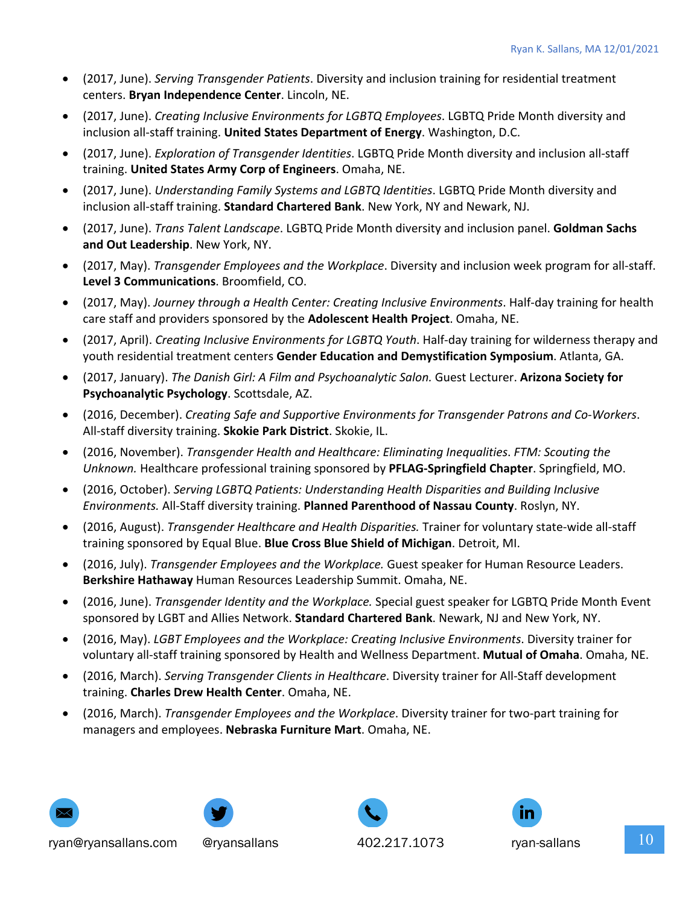- (2017, June). *Serving Transgender Patients*. Diversity and inclusion training for residential treatment centers. **Bryan Independence Center**. Lincoln, NE.
- (2017, June). *Creating Inclusive Environments for LGBTQ Employees*. LGBTQ Pride Month diversity and inclusion all-staff training. **United States Department of Energy**. Washington, D.C.
- (2017, June). *Exploration of Transgender Identities*. LGBTQ Pride Month diversity and inclusion all-staff training. **United States Army Corp of Engineers**. Omaha, NE.
- (2017, June). *Understanding Family Systems and LGBTQ Identities*. LGBTQ Pride Month diversity and inclusion all-staff training. **Standard Chartered Bank**. New York, NY and Newark, NJ.
- (2017, June). *Trans Talent Landscape*. LGBTQ Pride Month diversity and inclusion panel. **Goldman Sachs and Out Leadership**. New York, NY.
- (2017, May). *Transgender Employees and the Workplace*. Diversity and inclusion week program for all-staff. **Level 3 Communications**. Broomfield, CO.
- (2017, May). *Journey through a Health Center: Creating Inclusive Environments*. Half-day training for health care staff and providers sponsored by the **Adolescent Health Project**. Omaha, NE.
- (2017, April). *Creating Inclusive Environments for LGBTQ Youth*. Half-day training for wilderness therapy and youth residential treatment centers **Gender Education and Demystification Symposium**. Atlanta, GA.
- (2017, January). *The Danish Girl: A Film and Psychoanalytic Salon.* Guest Lecturer. **Arizona Society for Psychoanalytic Psychology**. Scottsdale, AZ.
- (2016, December). *Creating Safe and Supportive Environments for Transgender Patrons and Co-Workers*. All-staff diversity training. **Skokie Park District**. Skokie, IL.
- (2016, November). *Transgender Health and Healthcare: Eliminating Inequalities*. *FTM: Scouting the Unknown.* Healthcare professional training sponsored by **PFLAG-Springfield Chapter**. Springfield, MO.
- (2016, October). *Serving LGBTQ Patients: Understanding Health Disparities and Building Inclusive Environments.* All-Staff diversity training. **Planned Parenthood of Nassau County**. Roslyn, NY.
- (2016, August). *Transgender Healthcare and Health Disparities.* Trainer for voluntary state-wide all-staff training sponsored by Equal Blue. **Blue Cross Blue Shield of Michigan**. Detroit, MI.
- (2016, July). *Transgender Employees and the Workplace.* Guest speaker for Human Resource Leaders. **Berkshire Hathaway** Human Resources Leadership Summit. Omaha, NE.
- (2016, June). *Transgender Identity and the Workplace.* Special guest speaker for LGBTQ Pride Month Event sponsored by LGBT and Allies Network. **Standard Chartered Bank**. Newark, NJ and New York, NY.
- (2016, May). *LGBT Employees and the Workplace: Creating Inclusive Environments*. Diversity trainer for voluntary all-staff training sponsored by Health and Wellness Department. **Mutual of Omaha**. Omaha, NE.
- (2016, March). *Serving Transgender Clients in Healthcare*. Diversity trainer for All-Staff development training. **Charles Drew Health Center**. Omaha, NE.
- (2016, March). *Transgender Employees and the Workplace*. Diversity trainer for two-part training for managers and employees. **Nebraska Furniture Mart**. Omaha, NE.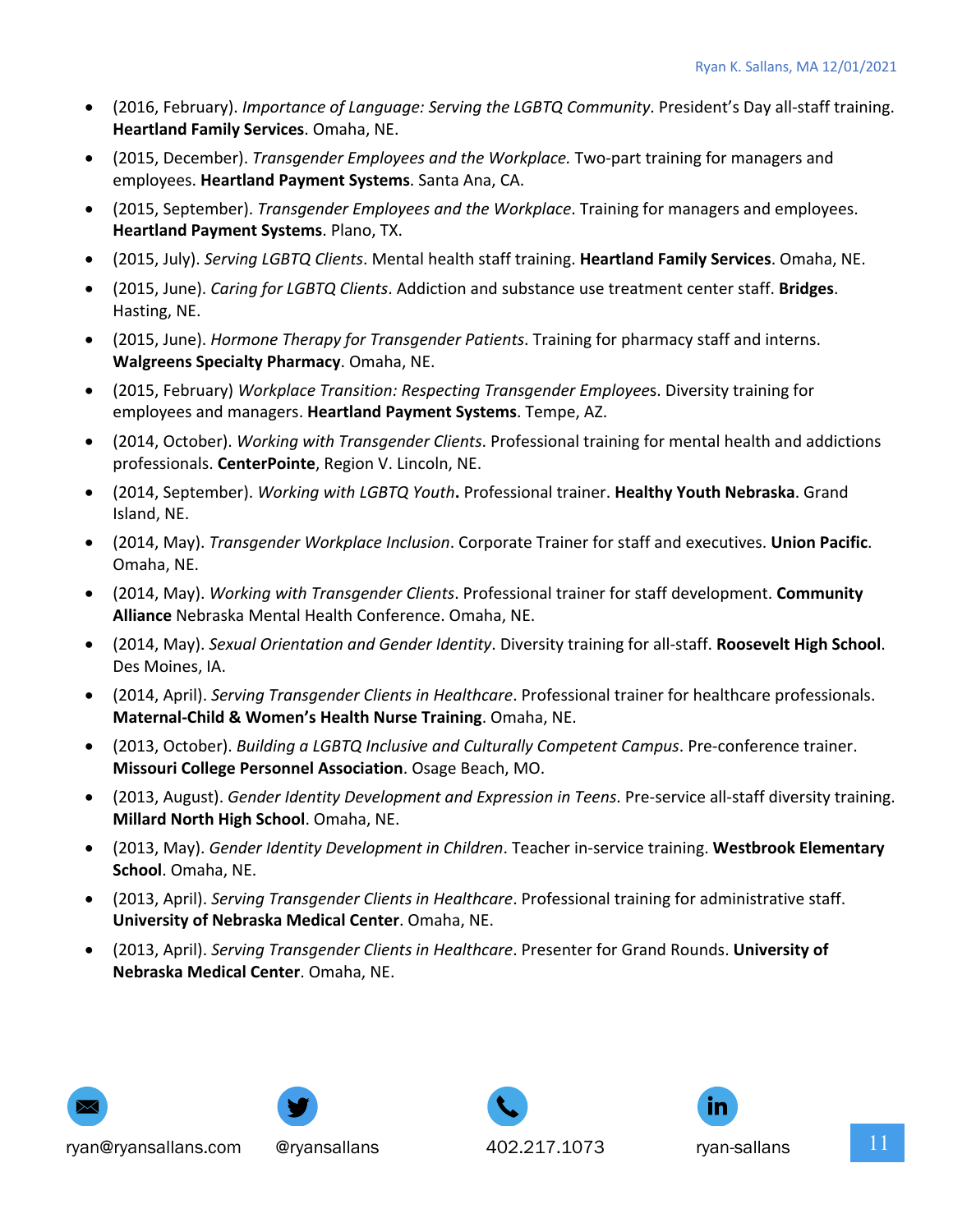- (2016, February). *Importance of Language: Serving the LGBTQ Community*. President's Day all-staff training. **Heartland Family Services**. Omaha, NE.
- (2015, December). *Transgender Employees and the Workplace.* Two-part training for managers and employees. **Heartland Payment Systems**. Santa Ana, CA.
- (2015, September). *Transgender Employees and the Workplace*. Training for managers and employees. **Heartland Payment Systems**. Plano, TX.
- (2015, July). *Serving LGBTQ Clients*. Mental health staff training. **Heartland Family Services**. Omaha, NE.
- (2015, June). *Caring for LGBTQ Clients*. Addiction and substance use treatment center staff. **Bridges**. Hasting, NE.
- (2015, June). *Hormone Therapy for Transgender Patients*. Training for pharmacy staff and interns. **Walgreens Specialty Pharmacy**. Omaha, NE.
- (2015, February) *Workplace Transition: Respecting Transgender Employee*s. Diversity training for employees and managers. **Heartland Payment Systems**. Tempe, AZ.
- (2014, October). *Working with Transgender Clients*. Professional training for mental health and addictions professionals. **CenterPointe**, Region V. Lincoln, NE.
- (2014, September). *Working with LGBTQ Youth***.** Professional trainer. **Healthy Youth Nebraska**. Grand Island, NE.
- (2014, May). *Transgender Workplace Inclusion*. Corporate Trainer for staff and executives. **Union Pacific**. Omaha, NE.
- (2014, May). *Working with Transgender Clients*. Professional trainer for staff development. **Community Alliance** Nebraska Mental Health Conference. Omaha, NE.
- (2014, May). *Sexual Orientation and Gender Identity*. Diversity training for all-staff. **Roosevelt High School**. Des Moines, IA.
- (2014, April). *Serving Transgender Clients in Healthcare*. Professional trainer for healthcare professionals. **Maternal-Child & Women's Health Nurse Training**. Omaha, NE.
- (2013, October). *Building a LGBTQ Inclusive and Culturally Competent Campus*. Pre-conference trainer. **Missouri College Personnel Association**. Osage Beach, MO.
- (2013, August). *Gender Identity Development and Expression in Teens*. Pre-service all-staff diversity training. **Millard North High School**. Omaha, NE.
- (2013, May). *Gender Identity Development in Children*. Teacher in-service training. **Westbrook Elementary School**. Omaha, NE.
- (2013, April). *Serving Transgender Clients in Healthcare*. Professional training for administrative staff. **University of Nebraska Medical Center**. Omaha, NE.
- (2013, April). *Serving Transgender Clients in Healthcare*. Presenter for Grand Rounds. **University of Nebraska Medical Center**. Omaha, NE.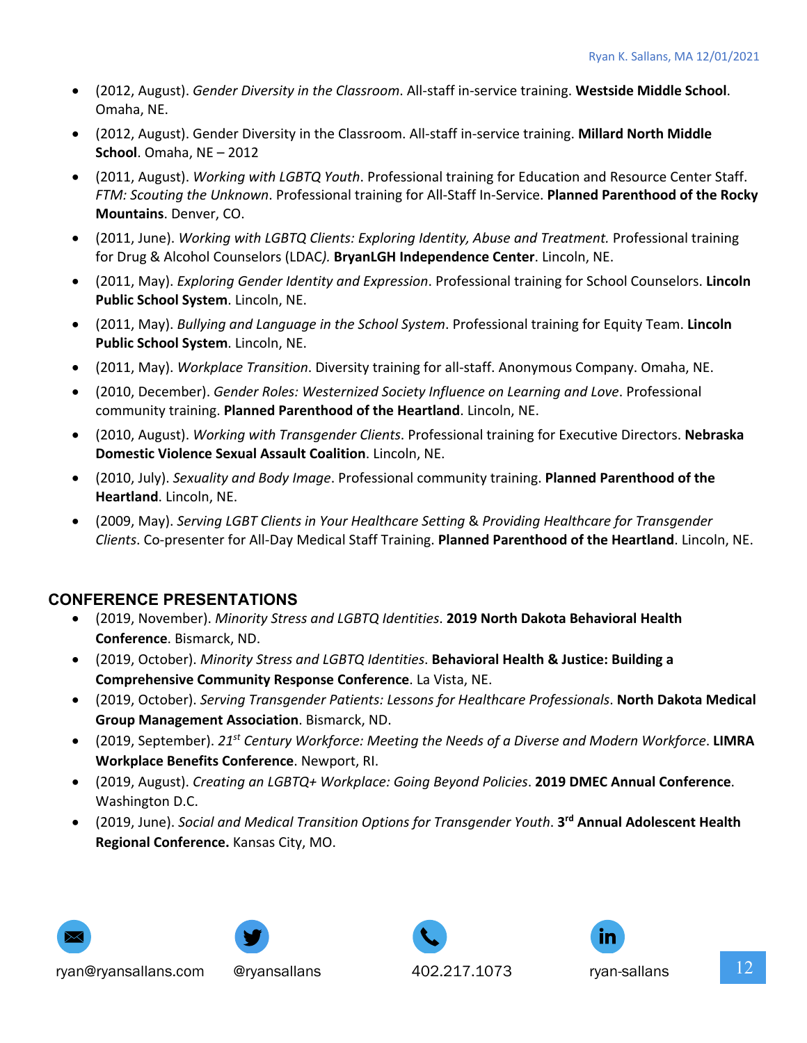- (2012, August). *Gender Diversity in the Classroom*. All-staff in-service training. **Westside Middle School**. Omaha, NE.
- (2012, August). Gender Diversity in the Classroom. All-staff in-service training. **Millard North Middle School**. Omaha, NE – 2012
- (2011, August). *Working with LGBTQ Youth*. Professional training for Education and Resource Center Staff. *FTM: Scouting the Unknown*. Professional training for All-Staff In-Service. **Planned Parenthood of the Rocky Mountains**. Denver, CO.
- (2011, June). *Working with LGBTQ Clients: Exploring Identity, Abuse and Treatment.* Professional training for Drug & Alcohol Counselors (LDAC*).* **BryanLGH Independence Center**. Lincoln, NE.
- (2011, May). *Exploring Gender Identity and Expression*. Professional training for School Counselors. **Lincoln Public School System**. Lincoln, NE.
- (2011, May). *Bullying and Language in the School System*. Professional training for Equity Team. **Lincoln Public School System**. Lincoln, NE.
- (2011, May). *Workplace Transition*. Diversity training for all-staff. Anonymous Company. Omaha, NE.
- (2010, December). *Gender Roles: Westernized Society Influence on Learning and Love*. Professional community training. **Planned Parenthood of the Heartland**. Lincoln, NE.
- (2010, August). *Working with Transgender Clients*. Professional training for Executive Directors. **Nebraska Domestic Violence Sexual Assault Coalition**. Lincoln, NE.
- (2010, July). *Sexuality and Body Image*. Professional community training. **Planned Parenthood of the Heartland**. Lincoln, NE.
- (2009, May). *Serving LGBT Clients in Your Healthcare Setting* & *Providing Healthcare for Transgender Clients*. Co-presenter for All-Day Medical Staff Training. **Planned Parenthood of the Heartland**. Lincoln, NE.

## CONFERENCE PRESENTATIONS

- (2019, November). *Minority Stress and LGBTQ Identities*. **2019 North Dakota Behavioral Health Conference**. Bismarck, ND.
- (2019, October). *Minority Stress and LGBTQ Identities*. **Behavioral Health & Justice: Building a Comprehensive Community Response Conference**. La Vista, NE.
- (2019, October). *Serving Transgender Patients: Lessons for Healthcare Professionals*. **North Dakota Medical Group Management Association**. Bismarck, ND.
- (2019, September). *21st Century Workforce: Meeting the Needs of a Diverse and Modern Workforce*. **LIMRA Workplace Benefits Conference**. Newport, RI.
- (2019, August). *Creating an LGBTQ+ Workplace: Going Beyond Policies*. **2019 DMEC Annual Conference**. Washington D.C.
- (2019, June). *Social and Medical Transition Options for Transgender Youth*. **3rd Annual Adolescent Health Regional Conference.** Kansas City, MO.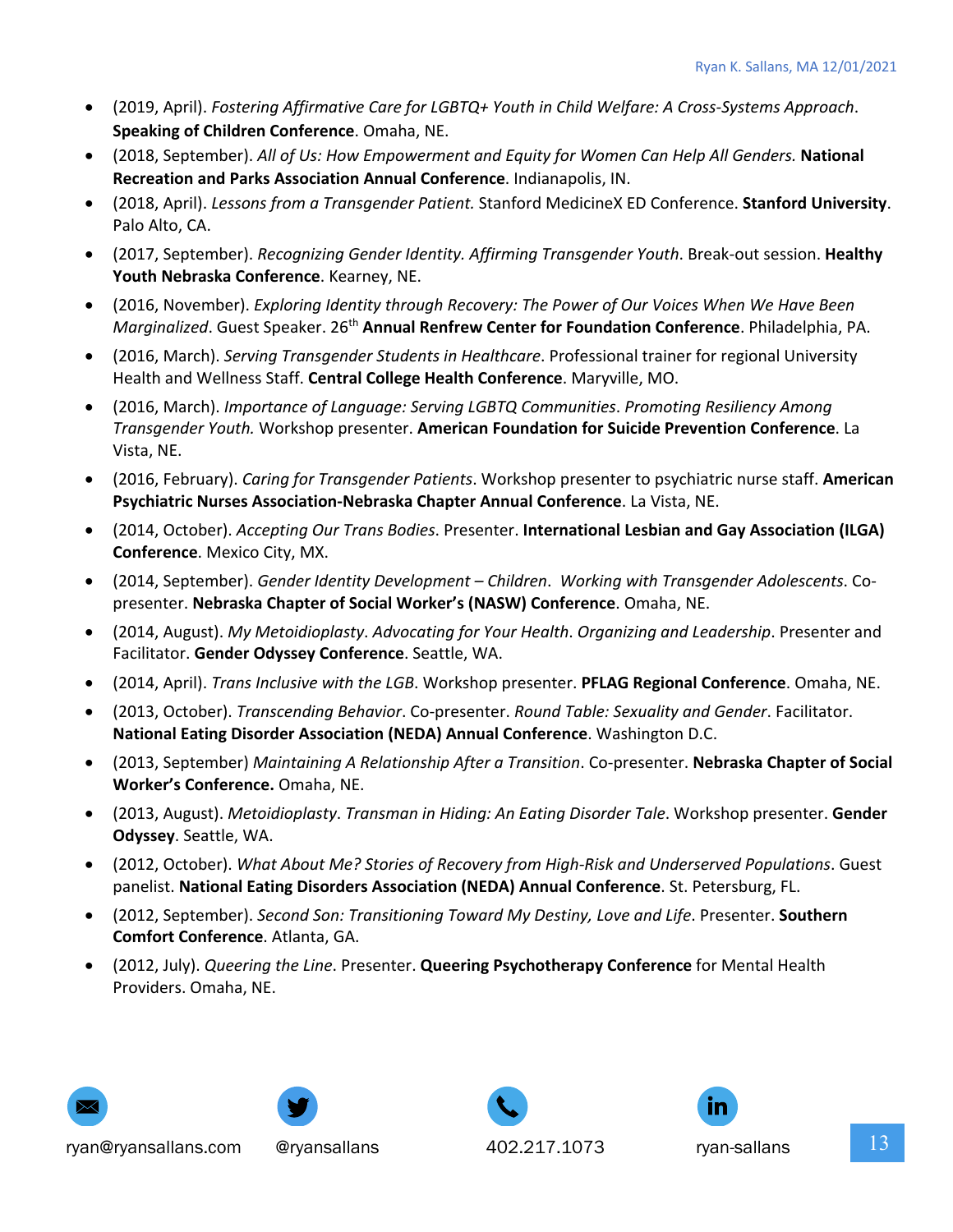- (2019, April). *Fostering Affirmative Care for LGBTQ+ Youth in Child Welfare: A Cross-Systems Approach*. **Speaking of Children Conference**. Omaha, NE.
- (2018, September). *All of Us: How Empowerment and Equity for Women Can Help All Genders.* **National Recreation and Parks Association Annual Conference**. Indianapolis, IN.
- (2018, April). *Lessons from a Transgender Patient.* Stanford MedicineX ED Conference. **Stanford University**. Palo Alto, CA.
- (2017, September). *Recognizing Gender Identity. Affirming Transgender Youth*. Break-out session. **Healthy Youth Nebraska Conference**. Kearney, NE.
- (2016, November). *Exploring Identity through Recovery: The Power of Our Voices When We Have Been Marginalized*. Guest Speaker. 26th **Annual Renfrew Center for Foundation Conference**. Philadelphia, PA.
- (2016, March). *Serving Transgender Students in Healthcare*. Professional trainer for regional University Health and Wellness Staff. **Central College Health Conference**. Maryville, MO.
- (2016, March). *Importance of Language: Serving LGBTQ Communities*. *Promoting Resiliency Among Transgender Youth.* Workshop presenter. **American Foundation for Suicide Prevention Conference**. La Vista, NE.
- (2016, February). *Caring for Transgender Patients*. Workshop presenter to psychiatric nurse staff. **American Psychiatric Nurses Association-Nebraska Chapter Annual Conference**. La Vista, NE.
- (2014, October). *Accepting Our Trans Bodies*. Presenter. **International Lesbian and Gay Association (ILGA) Conference**. Mexico City, MX.
- (2014, September). *Gender Identity Development – Children*. *Working with Transgender Adolescents*. Co-presenter. **Nebraska Chapter of Social Worker's (NASW) Conference**. Omaha, NE.
- (2014, August). *My Metoidioplasty*. *Advocating for Your Health*. *Organizing and Leadership*. Presenter and Facilitator. **Gender Odyssey Conference**. Seattle, WA.
- (2014, April). *Trans Inclusive with the LGB*. Workshop presenter. **PFLAG Regional Conference**. Omaha, NE.
- (2013, October). *Transcending Behavior*. Co-presenter. *Round Table: Sexuality and Gender*. Facilitator. **National Eating Disorder Association (NEDA) Annual Conference**. Washington D.C.
- (2013, September) *Maintaining A Relationship After a Transition*. Co-presenter. **Nebraska Chapter of Social Worker's Conference.** Omaha, NE.
- (2013, August). *Metoidioplasty*. *Transman in Hiding: An Eating Disorder Tale*. Workshop presenter. **Gender Odyssey**. Seattle, WA.
- (2012, October). *What About Me? Stories of Recovery from High-Risk and Underserved Populations*. Guest panelist. **National Eating Disorders Association (NEDA) Annual Conference**. St. Petersburg, FL.
- (2012, September). *Second Son: Transitioning Toward My Destiny, Love and Life*. Presenter. **Southern Comfort Conference**. Atlanta, GA.
- (2012, July). *Queering the Line*. Presenter. **Queering Psychotherapy Conference** for Mental Health Providers. Omaha, NE.

ryan@ryansallans.com @ryansallans 402.217.1073 ryan-sallans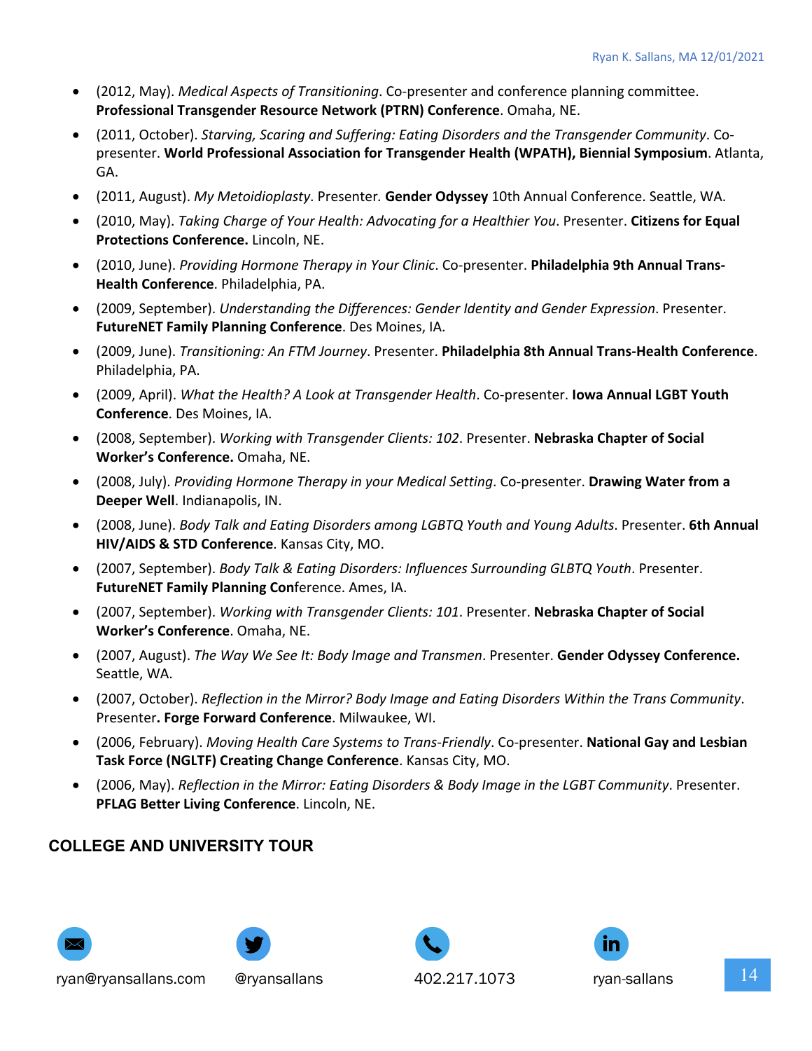- (2012, May). *Medical Aspects of Transitioning*. Co-presenter and conference planning committee. **Professional Transgender Resource Network (PTRN) Conference**. Omaha, NE.
- (2011, October). *Starving, Scaring and Suffering: Eating Disorders and the Transgender Community*. Co-presenter. **World Professional Association for Transgender Health (WPATH), Biennial Symposium**. Atlanta, GA.
- (2011, August). *My Metoidioplasty*. Presenter. **Gender Odyssey** 10th Annual Conference. Seattle, WA.
- (2010, May). *Taking Charge of Your Health: Advocating for a Healthier You*. Presenter. **Citizens for Equal Protections Conference.** Lincoln, NE.
- (2010, June). *Providing Hormone Therapy in Your Clinic*. Co-presenter. **Philadelphia 9th Annual Trans-Health Conference**. Philadelphia, PA.
- (2009, September). *Understanding the Differences: Gender Identity and Gender Expression*. Presenter. **FutureNET Family Planning Conference**. Des Moines, IA.
- (2009, June). *Transitioning: An FTM Journey*. Presenter. **Philadelphia 8th Annual Trans-Health Conference**. Philadelphia, PA.
- (2009, April). *What the Health? A Look at Transgender Health*. Co-presenter. **Iowa Annual LGBT Youth Conference**. Des Moines, IA.
- (2008, September). *Working with Transgender Clients: 102*. Presenter. **Nebraska Chapter of Social Worker's Conference.** Omaha, NE.
- (2008, July). *Providing Hormone Therapy in your Medical Setting*. Co-presenter. **Drawing Water from a Deeper Well**. Indianapolis, IN.
- (2008, June). *Body Talk and Eating Disorders among LGBTQ Youth and Young Adults*. Presenter. **6th Annual HIV/AIDS & STD Conference**. Kansas City, MO.
- (2007, September). *Body Talk & Eating Disorders: Influences Surrounding GLBTQ Youth*. Presenter. **FutureNET Family Planning Con**ference. Ames, IA.
- (2007, September). *Working with Transgender Clients: 101*. Presenter. **Nebraska Chapter of Social Worker's Conference**. Omaha, NE.
- (2007, August). *The Way We See It: Body Image and Transmen*. Presenter. **Gender Odyssey Conference.** Seattle, WA.
- (2007, October). *Reflection in the Mirror? Body Image and Eating Disorders Within the Trans Community*. Presenter**. Forge Forward Conference**. Milwaukee, WI.
- (2006, February). *Moving Health Care Systems to Trans-Friendly*. Co-presenter. **National Gay and Lesbian Task Force (NGLTF) Creating Change Conference**. Kansas City, MO.
- (2006, May). *Reflection in the Mirror: Eating Disorders & Body Image in the LGBT Community*. Presenter. **PFLAG Better Living Conference**. Lincoln, NE.

## COLLEGE AND UNIVERSITY TOUR

ryan@ryansallans.com @ryansallans 402.217.1073 ryan-sallans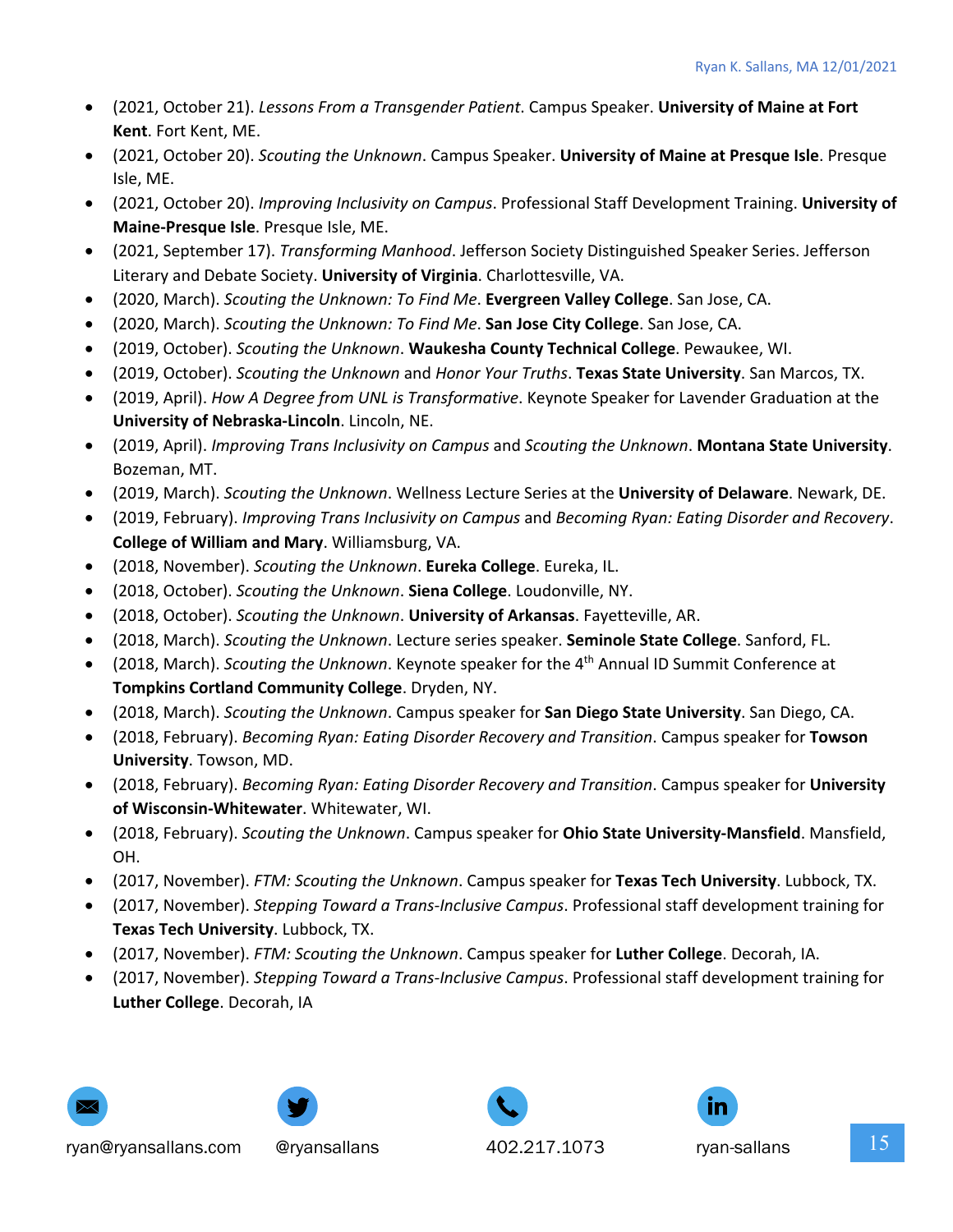- (2021, October 21). *Lessons From a Transgender Patient*. Campus Speaker. **University of Maine at Fort Kent**. Fort Kent, ME.
- (2021, October 20). *Scouting the Unknown*. Campus Speaker. **University of Maine at Presque Isle**. Presque Isle, ME.
- (2021, October 20). *Improving Inclusivity on Campus*. Professional Staff Development Training. **University of Maine-Presque Isle**. Presque Isle, ME.
- (2021, September 17). *Transforming Manhood*. Jefferson Society Distinguished Speaker Series. Jefferson Literary and Debate Society. **University of Virginia**. Charlottesville, VA.
- (2020, March). *Scouting the Unknown: To Find Me*. **Evergreen Valley College**. San Jose, CA.
- (2020, March). *Scouting the Unknown: To Find Me*. **San Jose City College**. San Jose, CA.
- (2019, October). *Scouting the Unknown*. **Waukesha County Technical College**. Pewaukee, WI.
- (2019, October). *Scouting the Unknown* and *Honor Your Truths*. **Texas State University**. San Marcos, TX.
- (2019, April). *How A Degree from UNL is Transformative*. Keynote Speaker for Lavender Graduation at the **University of Nebraska-Lincoln**. Lincoln, NE.
- (2019, April). *Improving Trans Inclusivity on Campus* and *Scouting the Unknown*. **Montana State University**. Bozeman, MT.
- (2019, March). *Scouting the Unknown*. Wellness Lecture Series at the **University of Delaware**. Newark, DE.
- (2019, February). *Improving Trans Inclusivity on Campus* and *Becoming Ryan: Eating Disorder and Recovery*. **College of William and Mary**. Williamsburg, VA.
- (2018, November). *Scouting the Unknown*. **Eureka College**. Eureka, IL.
- (2018, October). *Scouting the Unknown*. **Siena College**. Loudonville, NY.
- (2018, October). *Scouting the Unknown*. **University of Arkansas**. Fayetteville, AR.
- (2018, March). *Scouting the Unknown*. Lecture series speaker. **Seminole State College**. Sanford, FL.
- (2018, March). *Scouting the Unknown*. Keynote speaker for the 4th Annual ID Summit Conference at **Tompkins Cortland Community College**. Dryden, NY.
- (2018, March). *Scouting the Unknown*. Campus speaker for **San Diego State University**. San Diego, CA.
- (2018, February). *Becoming Ryan: Eating Disorder Recovery and Transition*. Campus speaker for **Towson University**. Towson, MD.
- (2018, February). *Becoming Ryan: Eating Disorder Recovery and Transition*. Campus speaker for **University of Wisconsin-Whitewater**. Whitewater, WI.
- (2018, February). *Scouting the Unknown*. Campus speaker for **Ohio State University-Mansfield**. Mansfield, OH.
- (2017, November). *FTM: Scouting the Unknown*. Campus speaker for **Texas Tech University**. Lubbock, TX.
- (2017, November). *Stepping Toward a Trans-Inclusive Campus*. Professional staff development training for **Texas Tech University**. Lubbock, TX.
- (2017, November). *FTM: Scouting the Unknown*. Campus speaker for **Luther College**. Decorah, IA.
- (2017, November). *Stepping Toward a Trans-Inclusive Campus*. Professional staff development training for **Luther College**. Decorah, IA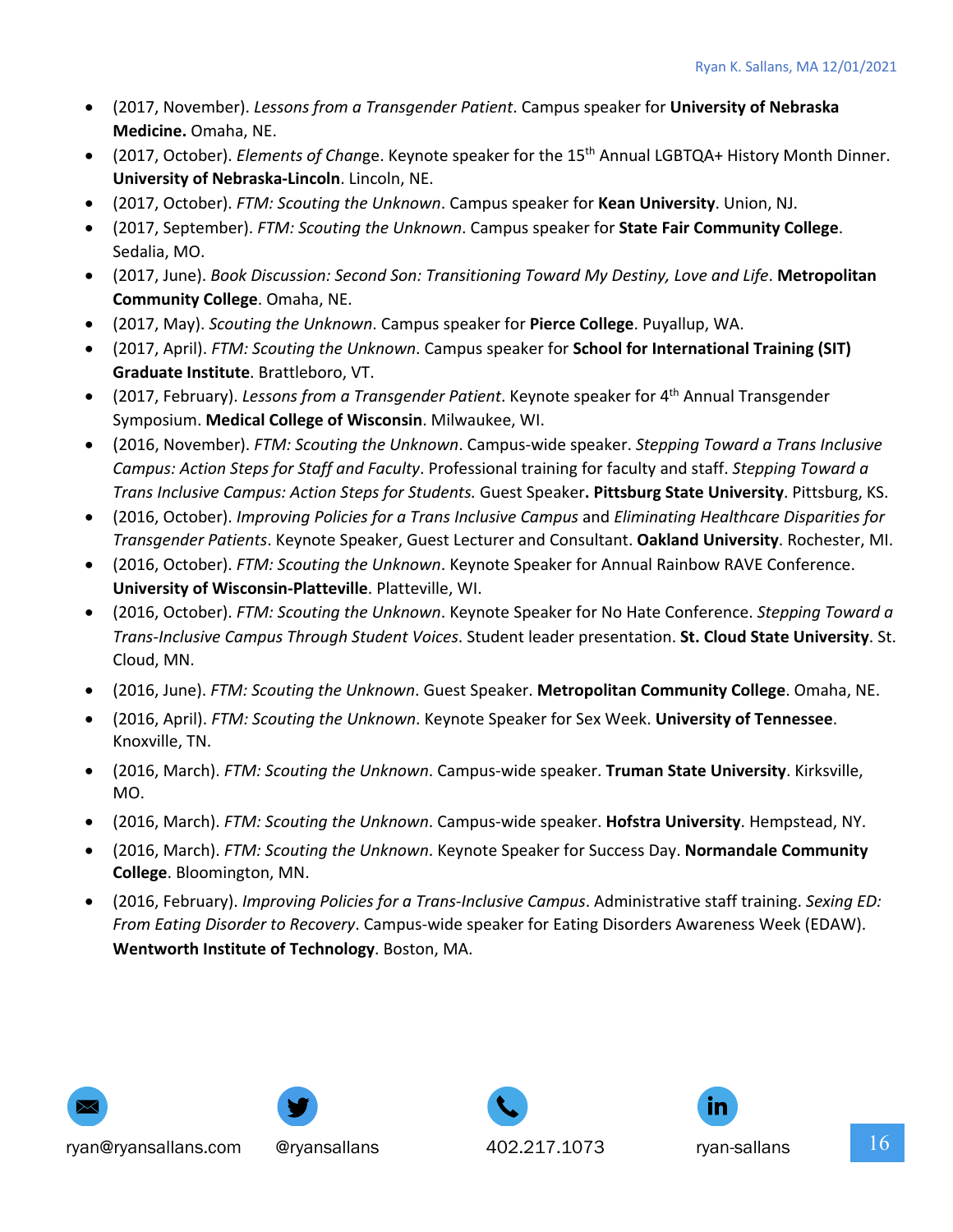- (2017, November). *Lessons from a Transgender Patient*. Campus speaker for **University of Nebraska Medicine.** Omaha, NE.
- (2017, October). *Elements of Change*. Keynote speaker for the 15th Annual LGBTQA+ History Month Dinner. **University of Nebraska-Lincoln**. Lincoln, NE.
- (2017, October). *FTM: Scouting the Unknown*. Campus speaker for **Kean University**. Union, NJ.
- (2017, September). *FTM: Scouting the Unknown*. Campus speaker for **State Fair Community College**. Sedalia, MO.
- (2017, June). *Book Discussion: Second Son: Transitioning Toward My Destiny, Love and Life*. **Metropolitan Community College**. Omaha, NE.
- (2017, May). *Scouting the Unknown*. Campus speaker for **Pierce College**. Puyallup, WA.
- (2017, April). *FTM: Scouting the Unknown*. Campus speaker for **School for International Training (SIT) Graduate Institute**. Brattleboro, VT.
- (2017, February). *Lessons from a Transgender Patient*. Keynote speaker for 4th Annual Transgender Symposium. **Medical College of Wisconsin**. Milwaukee, WI.
- (2016, November). *FTM: Scouting the Unknown*. Campus-wide speaker. *Stepping Toward a Trans Inclusive Campus: Action Steps for Staff and Faculty*. Professional training for faculty and staff. *Stepping Toward a Trans Inclusive Campus: Action Steps for Students.* Guest Speaker**. Pittsburg State University**. Pittsburg, KS.
- (2016, October). *Improving Policies for a Trans Inclusive Campus* and *Eliminating Healthcare Disparities for Transgender Patients*. Keynote Speaker, Guest Lecturer and Consultant. **Oakland University**. Rochester, MI.
- (2016, October). *FTM: Scouting the Unknown*. Keynote Speaker for Annual Rainbow RAVE Conference. **University of Wisconsin-Platteville**. Platteville, WI.
- (2016, October). *FTM: Scouting the Unknown*. Keynote Speaker for No Hate Conference. *Stepping Toward a Trans-Inclusive Campus Through Student Voices*. Student leader presentation. **St. Cloud State University**. St. Cloud, MN.
- (2016, June). *FTM: Scouting the Unknown*. Guest Speaker. **Metropolitan Community College**. Omaha, NE.
- (2016, April). *FTM: Scouting the Unknown*. Keynote Speaker for Sex Week. **University of Tennessee**. Knoxville, TN.
- (2016, March). *FTM: Scouting the Unknown*. Campus-wide speaker. **Truman State University**. Kirksville, MO.
- (2016, March). *FTM: Scouting the Unknown*. Campus-wide speaker. **Hofstra University**. Hempstead, NY.
- (2016, March). *FTM: Scouting the Unknown*. Keynote Speaker for Success Day. **Normandale Community College**. Bloomington, MN.
- (2016, February). *Improving Policies for a Trans-Inclusive Campus*. Administrative staff training. *Sexing ED: From Eating Disorder to Recovery*. Campus-wide speaker for Eating Disorders Awareness Week (EDAW). **Wentworth Institute of Technology**. Boston, MA.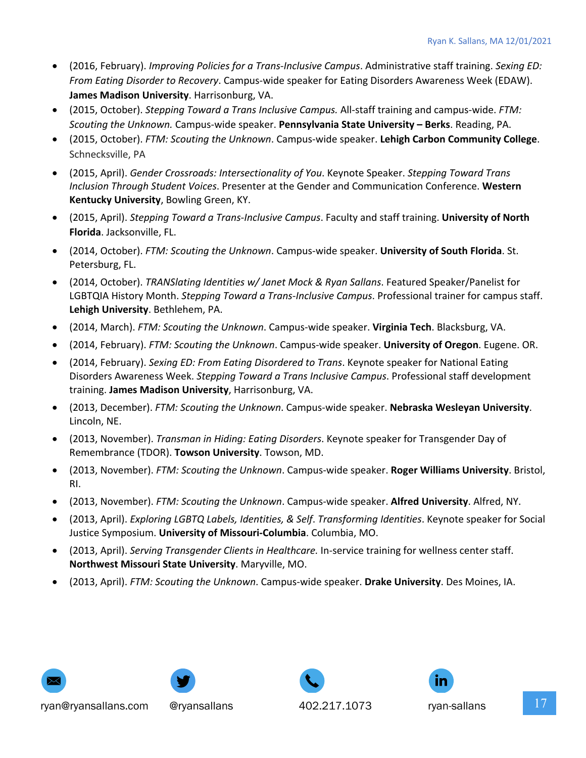- (2016, February). *Improving Policies for a Trans-Inclusive Campus*. Administrative staff training. *Sexing ED: From Eating Disorder to Recovery*. Campus-wide speaker for Eating Disorders Awareness Week (EDAW). **James Madison University**. Harrisonburg, VA.
- (2015, October). *Stepping Toward a Trans Inclusive Campus.* All-staff training and campus-wide. *FTM: Scouting the Unknown.* Campus-wide speaker. **Pennsylvania State University – Berks**. Reading, PA.
- (2015, October). *FTM: Scouting the Unknown*. Campus-wide speaker. **Lehigh Carbon Community College**. Schnecksville, PA
- (2015, April). *Gender Crossroads: Intersectionality of You*. Keynote Speaker. *Stepping Toward Trans Inclusion Through Student Voices*. Presenter at the Gender and Communication Conference. **Western Kentucky University**, Bowling Green, KY.
- (2015, April). *Stepping Toward a Trans-Inclusive Campus*. Faculty and staff training. **University of North Florida**. Jacksonville, FL.
- (2014, October). *FTM: Scouting the Unknown*. Campus-wide speaker. **University of South Florida**. St. Petersburg, FL.
- (2014, October). *TRANSlating Identities w/ Janet Mock & Ryan Sallans*. Featured Speaker/Panelist for LGBTQIA History Month. *Stepping Toward a Trans-Inclusive Campus*. Professional trainer for campus staff. **Lehigh University**. Bethlehem, PA.
- (2014, March). *FTM: Scouting the Unknown*. Campus-wide speaker. **Virginia Tech**. Blacksburg, VA.
- (2014, February). *FTM: Scouting the Unknown*. Campus-wide speaker. **University of Oregon**. Eugene. OR.
- (2014, February). *Sexing ED: From Eating Disordered to Trans*. Keynote speaker for National Eating Disorders Awareness Week. *Stepping Toward a Trans Inclusive Campus*. Professional staff development training. **James Madison University**, Harrisonburg, VA.
- (2013, December). *FTM: Scouting the Unknown*. Campus-wide speaker. **Nebraska Wesleyan University**. Lincoln, NE.
- (2013, November). *Transman in Hiding: Eating Disorders*. Keynote speaker for Transgender Day of Remembrance (TDOR). **Towson University**. Towson, MD.
- (2013, November). *FTM: Scouting the Unknown*. Campus-wide speaker. **Roger Williams University**. Bristol, RI.
- (2013, November). *FTM: Scouting the Unknown*. Campus-wide speaker. **Alfred University**. Alfred, NY.
- (2013, April). *Exploring LGBTQ Labels, Identities, & Self*. *Transforming Identities*. Keynote speaker for Social Justice Symposium. **University of Missouri-Columbia**. Columbia, MO.
- (2013, April). *Serving Transgender Clients in Healthcare.* In-service training for wellness center staff. **Northwest Missouri State University**. Maryville, MO.
- (2013, April). *FTM: Scouting the Unknown*. Campus-wide speaker. **Drake University**. Des Moines, IA.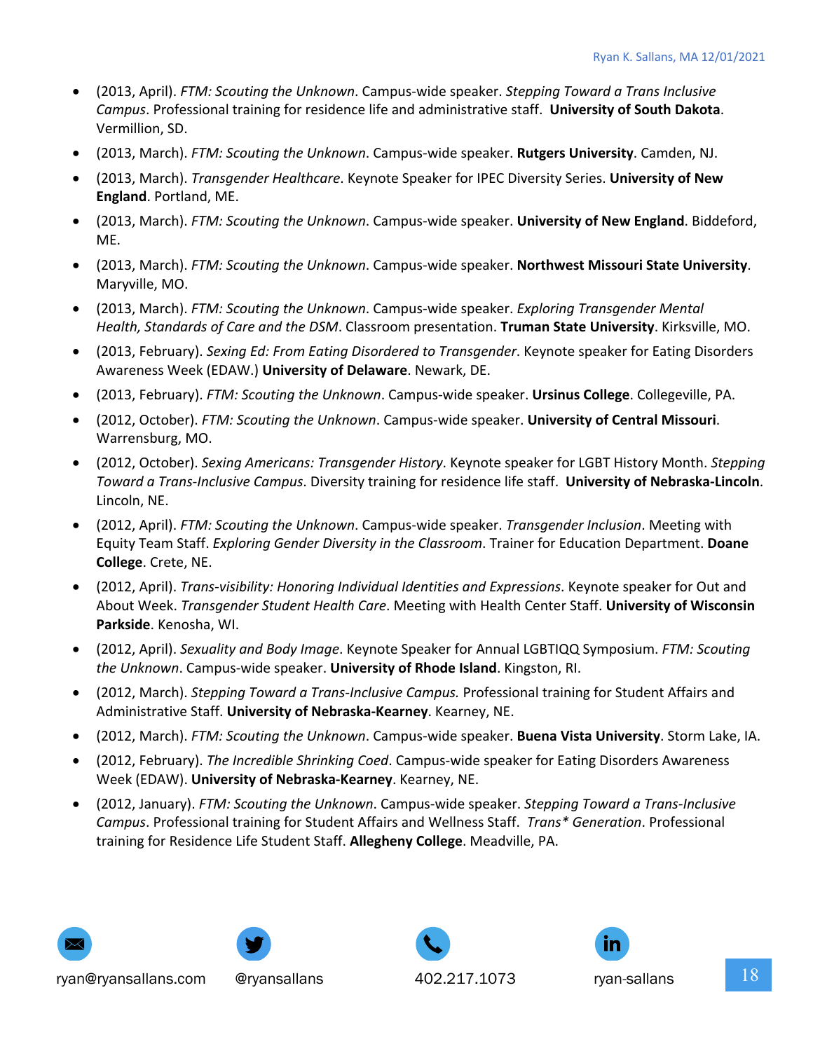- (2013, April). *FTM: Scouting the Unknown*. Campus-wide speaker. *Stepping Toward a Trans Inclusive Campus*. Professional training for residence life and administrative staff. **University of South Dakota**. Vermillion, SD.
- (2013, March). *FTM: Scouting the Unknown*. Campus-wide speaker. **Rutgers University**. Camden, NJ.
- (2013, March). *Transgender Healthcare*. Keynote Speaker for IPEC Diversity Series. **University of New England**. Portland, ME.
- (2013, March). *FTM: Scouting the Unknown*. Campus-wide speaker. **University of New England**. Biddeford, ME.
- (2013, March). *FTM: Scouting the Unknown*. Campus-wide speaker. **Northwest Missouri State University**. Maryville, MO.
- (2013, March). *FTM: Scouting the Unknown*. Campus-wide speaker. *Exploring Transgender Mental Health, Standards of Care and the DSM*. Classroom presentation. **Truman State University**. Kirksville, MO.
- (2013, February). *Sexing Ed: From Eating Disordered to Transgender*. Keynote speaker for Eating Disorders Awareness Week (EDAW.) **University of Delaware**. Newark, DE.
- (2013, February). *FTM: Scouting the Unknown*. Campus-wide speaker. **Ursinus College**. Collegeville, PA.
- (2012, October). *FTM: Scouting the Unknown*. Campus-wide speaker. **University of Central Missouri**. Warrensburg, MO.
- (2012, October). *Sexing Americans: Transgender History*. Keynote speaker for LGBT History Month. *Stepping Toward a Trans-Inclusive Campus*. Diversity training for residence life staff. **University of Nebraska-Lincoln**. Lincoln, NE.
- (2012, April). *FTM: Scouting the Unknown*. Campus-wide speaker. *Transgender Inclusion*. Meeting with Equity Team Staff. *Exploring Gender Diversity in the Classroom*. Trainer for Education Department. **Doane College**. Crete, NE.
- (2012, April). *Trans-visibility: Honoring Individual Identities and Expressions*. Keynote speaker for Out and About Week. *Transgender Student Health Care*. Meeting with Health Center Staff. **University of Wisconsin Parkside**. Kenosha, WI.
- (2012, April). *Sexuality and Body Image*. Keynote Speaker for Annual LGBTIQQ Symposium. *FTM: Scouting the Unknown*. Campus-wide speaker. **University of Rhode Island**. Kingston, RI.
- (2012, March). *Stepping Toward a Trans-Inclusive Campus.* Professional training for Student Affairs and Administrative Staff. **University of Nebraska-Kearney**. Kearney, NE.
- (2012, March). *FTM: Scouting the Unknown*. Campus-wide speaker. **Buena Vista University**. Storm Lake, IA.
- (2012, February). *The Incredible Shrinking Coed*. Campus-wide speaker for Eating Disorders Awareness Week (EDAW). **University of Nebraska-Kearney**. Kearney, NE.
- (2012, January). *FTM: Scouting the Unknown*. Campus-wide speaker. *Stepping Toward a Trans-Inclusive Campus*. Professional training for Student Affairs and Wellness Staff. *Trans* Generation*. Professional training for Residence Life Student Staff. **Allegheny College**. Meadville, PA.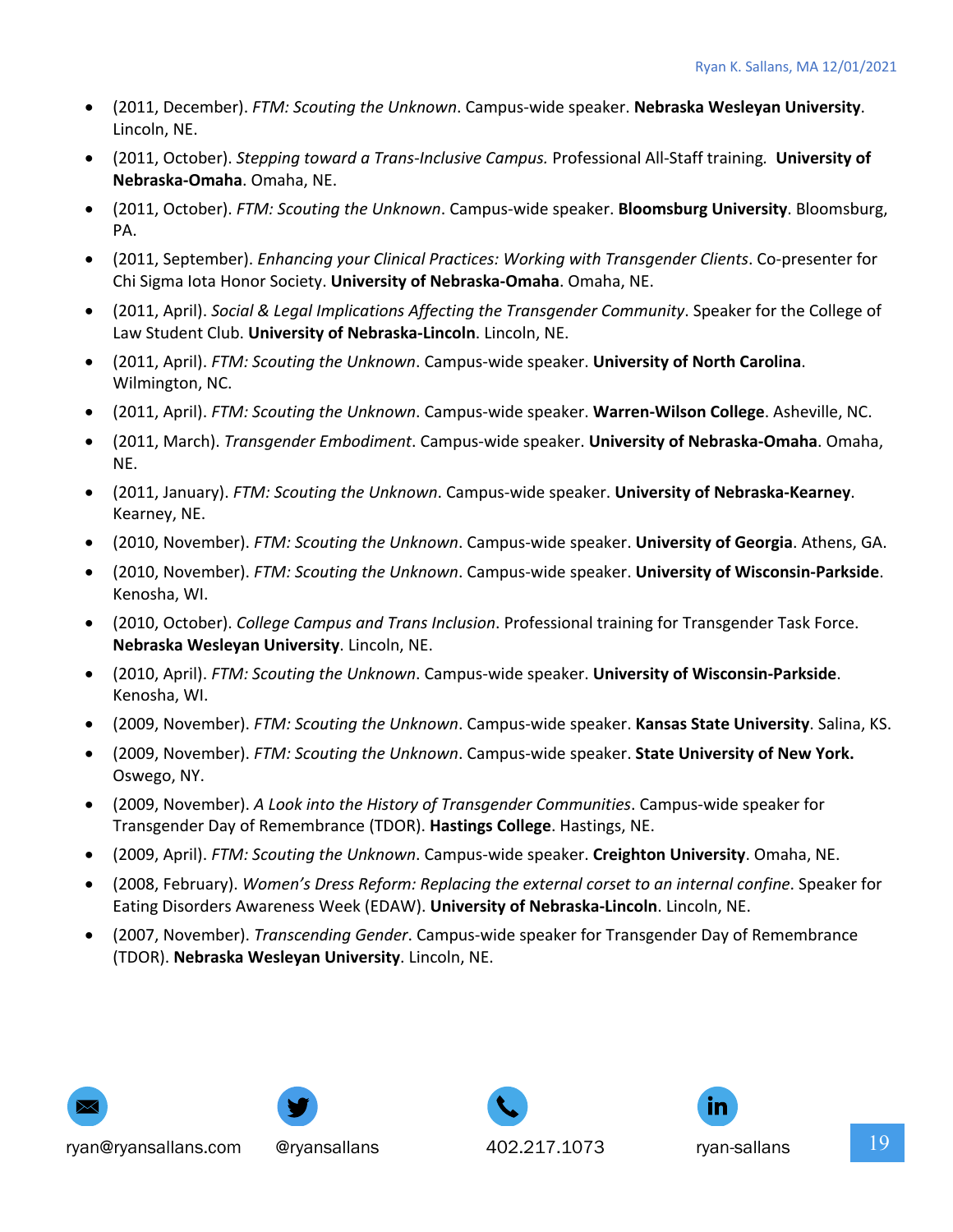- (2011, December). *FTM: Scouting the Unknown*. Campus-wide speaker. **Nebraska Wesleyan University**. Lincoln, NE.
- (2011, October). *Stepping toward a Trans-Inclusive Campus.* Professional All-Staff training. **University of Nebraska-Omaha**. Omaha, NE.
- (2011, October). *FTM: Scouting the Unknown*. Campus-wide speaker. **Bloomsburg University**. Bloomsburg, PA.
- (2011, September). *Enhancing your Clinical Practices: Working with Transgender Clients*. Co-presenter for Chi Sigma Iota Honor Society. **University of Nebraska-Omaha**. Omaha, NE.
- (2011, April). *Social & Legal Implications Affecting the Transgender Community*. Speaker for the College of Law Student Club. **University of Nebraska-Lincoln**. Lincoln, NE.
- (2011, April). *FTM: Scouting the Unknown*. Campus-wide speaker. **University of North Carolina**. Wilmington, NC.
- (2011, April). *FTM: Scouting the Unknown*. Campus-wide speaker. **Warren-Wilson College**. Asheville, NC.
- (2011, March). *Transgender Embodiment*. Campus-wide speaker. **University of Nebraska-Omaha**. Omaha, NE.
- (2011, January). *FTM: Scouting the Unknown*. Campus-wide speaker. **University of Nebraska-Kearney**. Kearney, NE.
- (2010, November). *FTM: Scouting the Unknown*. Campus-wide speaker. **University of Georgia**. Athens, GA.
- (2010, November). *FTM: Scouting the Unknown*. Campus-wide speaker. **University of Wisconsin-Parkside**. Kenosha, WI.
- (2010, October). *College Campus and Trans Inclusion*. Professional training for Transgender Task Force. **Nebraska Wesleyan University**. Lincoln, NE.
- (2010, April). *FTM: Scouting the Unknown*. Campus-wide speaker. **University of Wisconsin-Parkside**. Kenosha, WI.
- (2009, November). *FTM: Scouting the Unknown*. Campus-wide speaker. **Kansas State University**. Salina, KS.
- (2009, November). *FTM: Scouting the Unknown*. Campus-wide speaker. **State University of New York.** Oswego, NY.
- (2009, November). *A Look into the History of Transgender Communities*. Campus-wide speaker for Transgender Day of Remembrance (TDOR). **Hastings College**. Hastings, NE.
- (2009, April). *FTM: Scouting the Unknown*. Campus-wide speaker. **Creighton University**. Omaha, NE.
- (2008, February). *Women's Dress Reform: Replacing the external corset to an internal confine*. Speaker for Eating Disorders Awareness Week (EDAW). **University of Nebraska-Lincoln**. Lincoln, NE.
- (2007, November). *Transcending Gender*. Campus-wide speaker for Transgender Day of Remembrance (TDOR). **Nebraska Wesleyan University**. Lincoln, NE.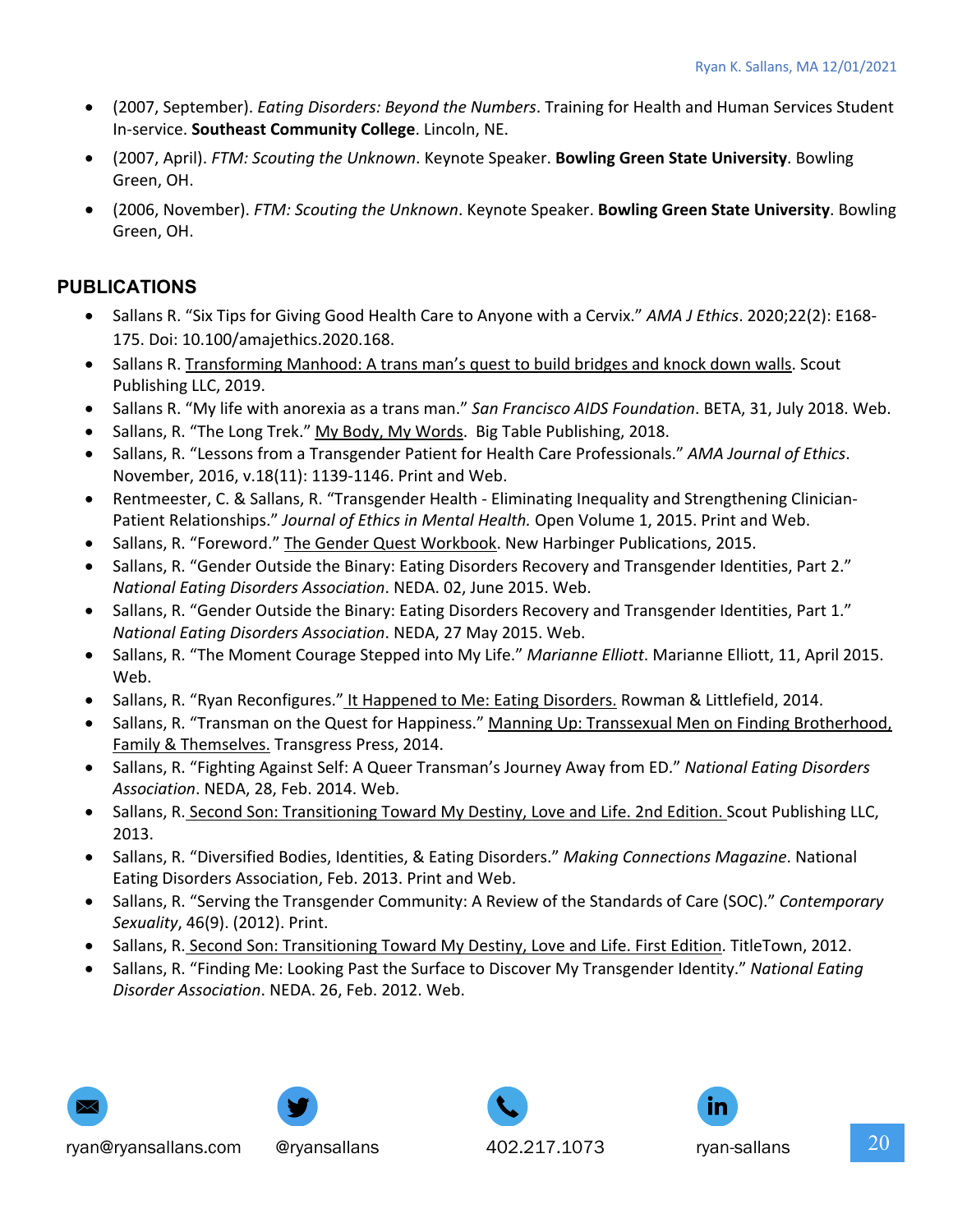- (2007, September). *Eating Disorders: Beyond the Numbers*. Training for Health and Human Services Student In-service. **Southeast Community College**. Lincoln, NE.
- (2007, April). *FTM: Scouting the Unknown*. Keynote Speaker. **Bowling Green State University**. Bowling Green, OH.
- (2006, November). *FTM: Scouting the Unknown*. Keynote Speaker. **Bowling Green State University**. Bowling Green, OH.

## PUBLICATIONS

- Sallans R. "Six Tips for Giving Good Health Care to Anyone with a Cervix." *AMA J Ethics*. 2020;22(2): E168-175. Doi: 10.100/amajethics.2020.168.
- Sallans R. <u>Transforming Manhood: A trans man's quest to build bridges and knock down walls</u>. Scout Publishing LLC, 2019.
- Sallans R. "My life with anorexia as a trans man." *San Francisco AIDS Foundation*. BETA, 31, July 2018. Web.
- Sallans, R. "The Long Trek." <u>My Body, My Words</u>. Big Table Publishing, 2018.
- Sallans, R. "Lessons from a Transgender Patient for Health Care Professionals." *AMA Journal of Ethics*. November, 2016, v.18(11): 1139-1146. Print and Web.
- Rentmeester, C. & Sallans, R. "Transgender Health - Eliminating Inequality and Strengthening Clinician-Patient Relationships." *Journal of Ethics in Mental Health.* Open Volume 1, 2015. Print and Web.
- Sallans, R. "Foreword." <u>The Gender Quest Workbook</u>. New Harbinger Publications, 2015.
- Sallans, R. "Gender Outside the Binary: Eating Disorders Recovery and Transgender Identities, Part 2." *National Eating Disorders Association*. NEDA. 02, June 2015. Web.
- Sallans, R. "Gender Outside the Binary: Eating Disorders Recovery and Transgender Identities, Part 1." *National Eating Disorders Association*. NEDA, 27 May 2015. Web.
- Sallans, R. "The Moment Courage Stepped into My Life." *Marianne Elliott*. Marianne Elliott, 11, April 2015. Web.
- Sallans, R. "Ryan Reconfigures." <u>It Happened to Me: Eating Disorders.</u> Rowman & Littlefield, 2014.
- Sallans, R. "Transman on the Quest for Happiness." <u>Manning Up: Transsexual Men on Finding Brotherhood, Family & Themselves.</u> Transgress Press, 2014.
- Sallans, R. "Fighting Against Self: A Queer Transman's Journey Away from ED." *National Eating Disorders Association*. NEDA, 28, Feb. 2014. Web.
- Sallans, R. <u>Second Son: Transitioning Toward My Destiny, Love and Life. 2nd Edition.</u> Scout Publishing LLC, 2013.
- Sallans, R. "Diversified Bodies, Identities, & Eating Disorders." *Making Connections Magazine*. National Eating Disorders Association, Feb. 2013. Print and Web.
- Sallans, R. "Serving the Transgender Community: A Review of the Standards of Care (SOC)." *Contemporary Sexuality*, 46(9). (2012). Print.
- Sallans, R. <u>Second Son: Transitioning Toward My Destiny, Love and Life. First Edition</u>. TitleTown, 2012.
- Sallans, R. "Finding Me: Looking Past the Surface to Discover My Transgender Identity." *National Eating Disorder Association*. NEDA. 26, Feb. 2012. Web.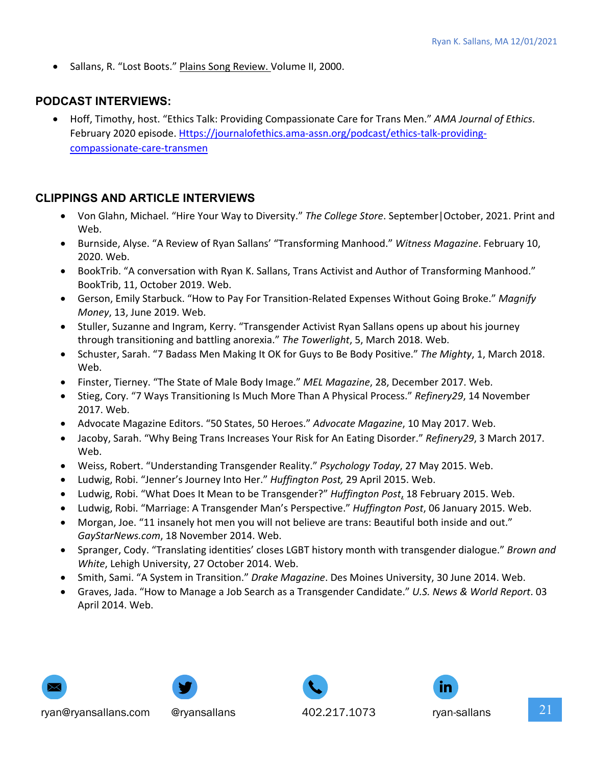- Sallans, R. "Lost Boots." Plains Song Review. Volume II, 2000.

## PODCAST INTERVIEWS:

- Hoff, Timothy, host. "Ethics Talk: Providing Compassionate Care for Trans Men." *AMA Journal of Ethics*. February 2020 episode. [Https://journalofethics.ama-assn.org/podcast/ethics-talk-providing-compassionate-care-transmen](Https://journalofethics.ama-assn.org/podcast/ethics-talk-providing-compassionate-care-transmen)

## CLIPPINGS AND ARTICLE INTERVIEWS

- Von Glahn, Michael. "Hire Your Way to Diversity." *The College Store*. September|October, 2021. Print and Web.
- Burnside, Alyse. "A Review of Ryan Sallans' "Transforming Manhood." *Witness Magazine*. February 10, 2020. Web.
- BookTrib. "A conversation with Ryan K. Sallans, Trans Activist and Author of Transforming Manhood." BookTrib, 11, October 2019. Web.
- Gerson, Emily Starbuck. "How to Pay For Transition-Related Expenses Without Going Broke." *Magnify Money*, 13, June 2019. Web.
- Stuller, Suzanne and Ingram, Kerry. "Transgender Activist Ryan Sallans opens up about his journey through transitioning and battling anorexia." *The Towerlight*, 5, March 2018. Web.
- Schuster, Sarah. "7 Badass Men Making It OK for Guys to Be Body Positive." *The Mighty*, 1, March 2018. Web.
- Finster, Tierney. "The State of Male Body Image." *MEL Magazine*, 28, December 2017. Web.
- Stieg, Cory. "7 Ways Transitioning Is Much More Than A Physical Process." *Refinery29*, 14 November 2017. Web.
- Advocate Magazine Editors. "50 States, 50 Heroes." *Advocate Magazine*, 10 May 2017. Web.
- Jacoby, Sarah. "Why Being Trans Increases Your Risk for An Eating Disorder." *Refinery29*, 3 March 2017. Web.
- Weiss, Robert. "Understanding Transgender Reality." *Psychology Today*, 27 May 2015. Web.
- Ludwig, Robi. "Jenner's Journey Into Her." *Huffington Post,* 29 April 2015. Web.
- Ludwig, Robi. "What Does It Mean to be Transgender?" *Huffington Post*, 18 February 2015. Web.
- Ludwig, Robi. "Marriage: A Transgender Man's Perspective." *Huffington Post*, 06 January 2015. Web.
- Morgan, Joe. "11 insanely hot men you will not believe are trans: Beautiful both inside and out." *GayStarNews.com*, 18 November 2014. Web.
- Spranger, Cody. "Translating identities' closes LGBT history month with transgender dialogue." *Brown and White*, Lehigh University, 27 October 2014. Web.
- Smith, Sami. "A System in Transition." *Drake Magazine*. Des Moines University, 30 June 2014. Web.
- Graves, Jada. "How to Manage a Job Search as a Transgender Candidate." *U.S. News & World Report*. 03 April 2014. Web.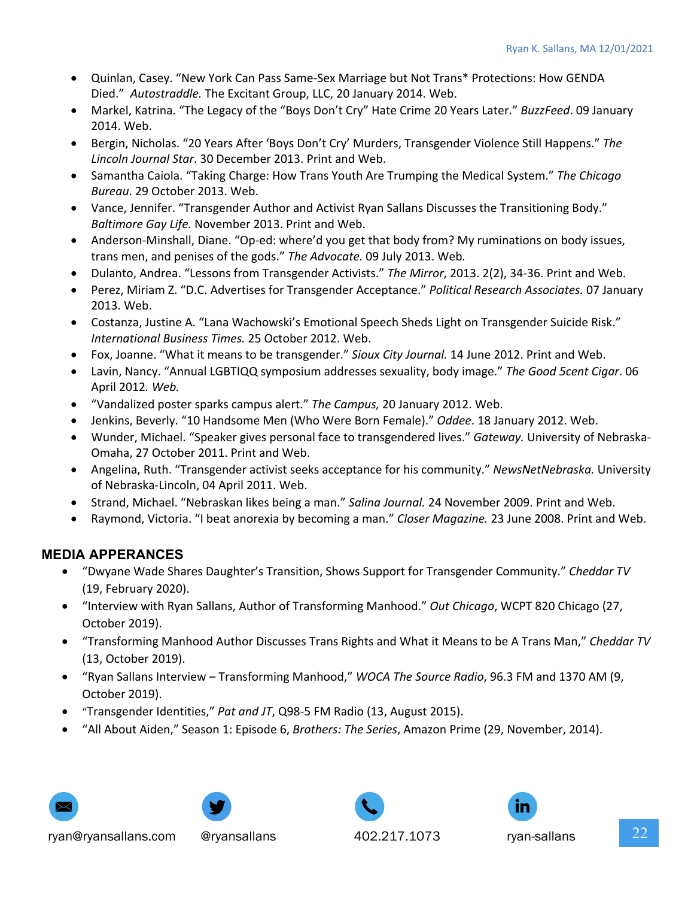- Quinlan, Casey. "New York Can Pass Same-Sex Marriage but Not Trans* Protections: How GENDA Died." *Autostraddle.* The Excitant Group, LLC, 20 January 2014. Web.
- Markel, Katrina. "The Legacy of the "Boys Don't Cry" Hate Crime 20 Years Later." *BuzzFeed*. 09 January 2014. Web.
- Bergin, Nicholas. "20 Years After 'Boys Don't Cry' Murders, Transgender Violence Still Happens." *The Lincoln Journal Star*. 30 December 2013. Print and Web.
- Samantha Caiola. "Taking Charge: How Trans Youth Are Trumping the Medical System." *The Chicago Bureau*. 29 October 2013. Web.
- Vance, Jennifer. "Transgender Author and Activist Ryan Sallans Discusses the Transitioning Body." *Baltimore Gay Life.* November 2013. Print and Web.
- Anderson-Minshall, Diane. "Op-ed: where'd you get that body from? My ruminations on body issues, trans men, and penises of the gods." *The Advocate.* 09 July 2013. Web.
- Dulanto, Andrea. "Lessons from Transgender Activists." *The Mirror*, 2013. 2(2), 34-36. Print and Web.
- Perez, Miriam Z. "D.C. Advertises for Transgender Acceptance." *Political Research Associates.* 07 January 2013. Web.
- Costanza, Justine A. "Lana Wachowski's Emotional Speech Sheds Light on Transgender Suicide Risk." *International Business Times.* 25 October 2012. Web.
- Fox, Joanne. "What it means to be transgender." *Sioux City Journal.* 14 June 2012. Print and Web.
- Lavin, Nancy. "Annual LGBTIQQ symposium addresses sexuality, body image." *The Good 5cent Cigar*. 06 April 2012. *Web.*
- "Vandalized poster sparks campus alert." *The Campus,* 20 January 2012. Web.
- Jenkins, Beverly. "10 Handsome Men (Who Were Born Female)." *Oddee*. 18 January 2012. Web.
- Wunder, Michael. "Speaker gives personal face to transgendered lives." *Gateway.* University of Nebraska-Omaha, 27 October 2011. Print and Web.
- Angelina, Ruth. "Transgender activist seeks acceptance for his community." *NewsNetNebraska.* University of Nebraska-Lincoln, 04 April 2011. Web.
- Strand, Michael. "Nebraskan likes being a man." *Salina Journal.* 24 November 2009. Print and Web.
- Raymond, Victoria. "I beat anorexia by becoming a man." *Closer Magazine.* 23 June 2008. Print and Web.

## MEDIA APPERANCES

- "Dwyane Wade Shares Daughter's Transition, Shows Support for Transgender Community." *Cheddar TV* (19, February 2020).
- "Interview with Ryan Sallans, Author of Transforming Manhood." *Out Chicago*, WCPT 820 Chicago (27, October 2019).
- "Transforming Manhood Author Discusses Trans Rights and What it Means to be A Trans Man," *Cheddar TV* (13, October 2019).
- "Ryan Sallans Interview – Transforming Manhood," *WOCA The Source Radio*, 96.3 FM and 1370 AM (9, October 2019).
- "Transgender Identities," *Pat and JT*, Q98-5 FM Radio (13, August 2015).
- "All About Aiden," Season 1: Episode 6, *Brothers: The Series*, Amazon Prime (29, November, 2014).

ryan@ryansallans.com @ryansallans 402.217.1073 ryan-sallans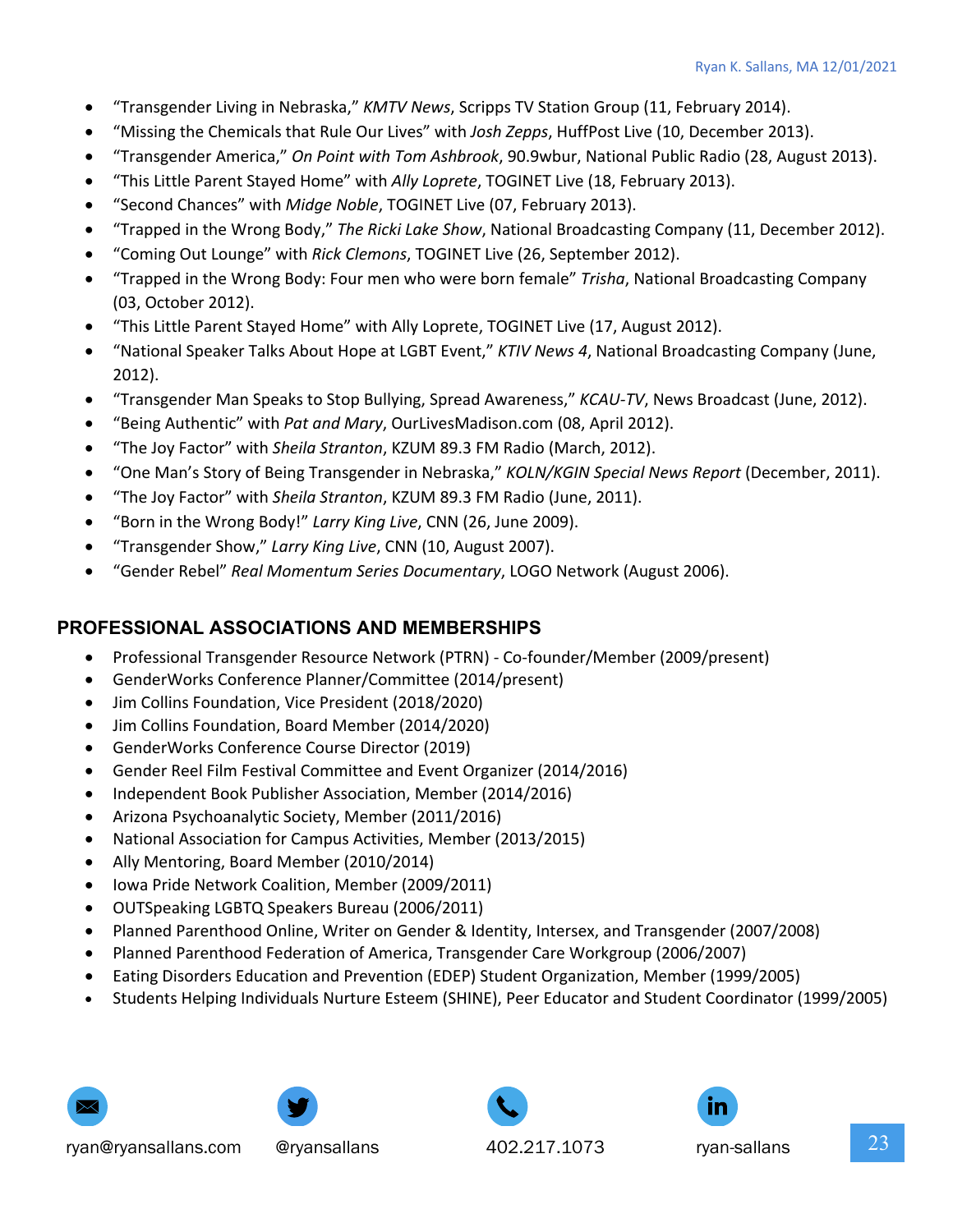- "Transgender Living in Nebraska," *KMTV News*, Scripps TV Station Group (11, February 2014).
- "Missing the Chemicals that Rule Our Lives" with *Josh Zepps*, HuffPost Live (10, December 2013).
- "Transgender America," *On Point with Tom Ashbrook*, 90.9wbur, National Public Radio (28, August 2013).
- "This Little Parent Stayed Home" with *Ally Loprete*, TOGINET Live (18, February 2013).
- "Second Chances" with *Midge Noble*, TOGINET Live (07, February 2013).
- "Trapped in the Wrong Body," *The Ricki Lake Show*, National Broadcasting Company (11, December 2012).
- "Coming Out Lounge" with *Rick Clemons*, TOGINET Live (26, September 2012).
- "Trapped in the Wrong Body: Four men who were born female" *Trisha*, National Broadcasting Company (03, October 2012).
- "This Little Parent Stayed Home" with Ally Loprete, TOGINET Live (17, August 2012).
- "National Speaker Talks About Hope at LGBT Event," *KTIV News 4*, National Broadcasting Company (June, 2012).
- "Transgender Man Speaks to Stop Bullying, Spread Awareness," *KCAU-TV*, News Broadcast (June, 2012).
- "Being Authentic" with *Pat and Mary*, OurLivesMadison.com (08, April 2012).
- "The Joy Factor" with *Sheila Stranton*, KZUM 89.3 FM Radio (March, 2012).
- "One Man's Story of Being Transgender in Nebraska," *KOLN/KGIN Special News Report* (December, 2011).
- "The Joy Factor" with *Sheila Stranton*, KZUM 89.3 FM Radio (June, 2011).
- "Born in the Wrong Body!" *Larry King Live*, CNN (26, June 2009).
- "Transgender Show," *Larry King Live*, CNN (10, August 2007).
- "Gender Rebel" *Real Momentum Series Documentary*, LOGO Network (August 2006).

## PROFESSIONAL ASSOCIATIONS AND MEMBERSHIPS

- Professional Transgender Resource Network (PTRN) - Co-founder/Member (2009/present)
- GenderWorks Conference Planner/Committee (2014/present)
- Jim Collins Foundation, Vice President (2018/2020)
- Jim Collins Foundation, Board Member (2014/2020)
- GenderWorks Conference Course Director (2019)
- Gender Reel Film Festival Committee and Event Organizer (2014/2016)
- Independent Book Publisher Association, Member (2014/2016)
- Arizona Psychoanalytic Society, Member (2011/2016)
- National Association for Campus Activities, Member (2013/2015)
- Ally Mentoring, Board Member (2010/2014)
- Iowa Pride Network Coalition, Member (2009/2011)
- OUTSpeaking LGBTQ Speakers Bureau (2006/2011)
- Planned Parenthood Online, Writer on Gender & Identity, Intersex, and Transgender (2007/2008)
- Planned Parenthood Federation of America, Transgender Care Workgroup (2006/2007)
- Eating Disorders Education and Prevention (EDEP) Student Organization, Member (1999/2005)
- Students Helping Individuals Nurture Esteem (SHINE), Peer Educator and Student Coordinator (1999/2005)

ryan@ryansallans.com @ryansallans 402.217.1073 ryan-sallans